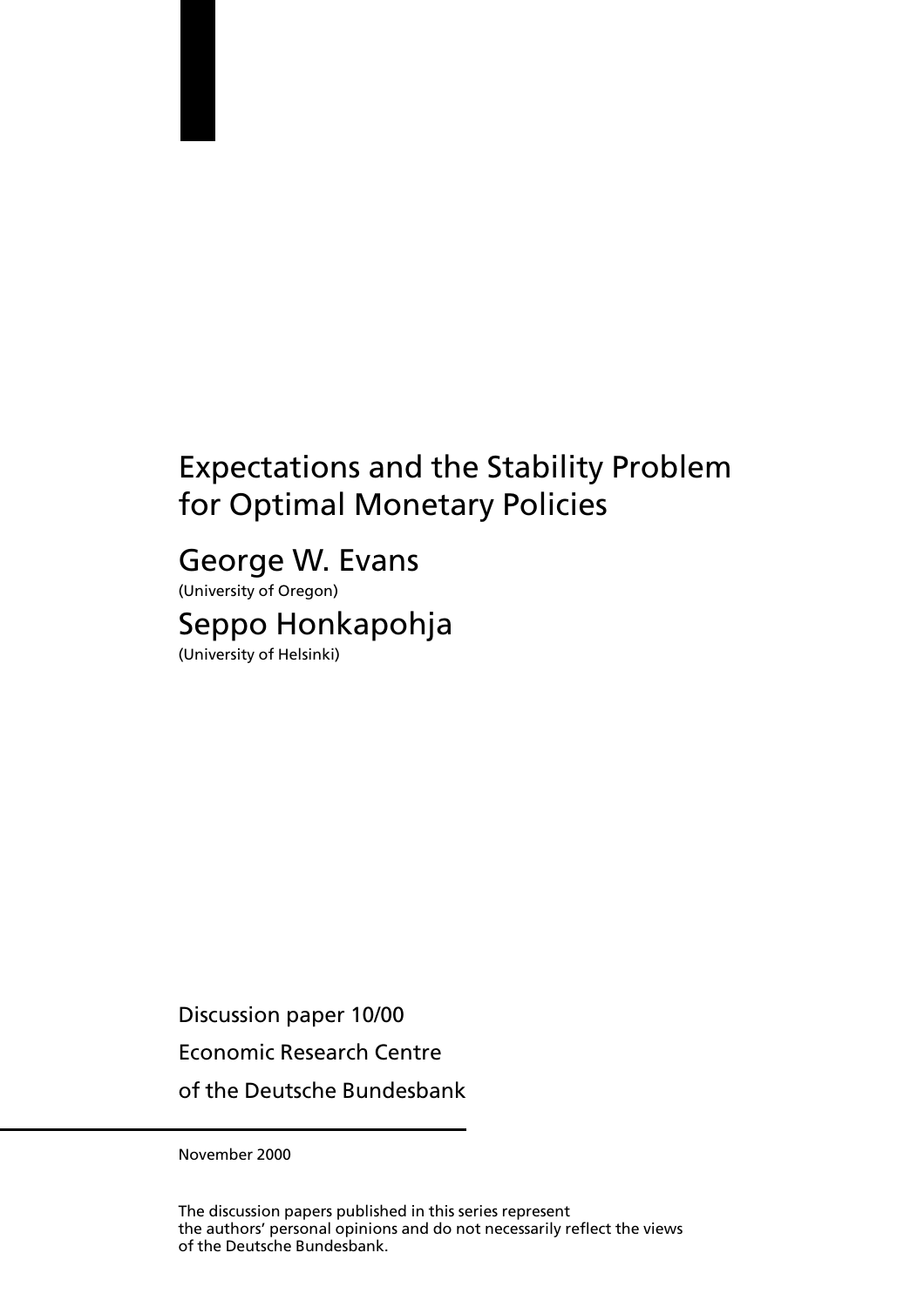# Expectations and the Stability Problem for Optimal Monetary Policies

## George W. Evans

(University of Oregon)

## Seppo Honkapohja

(University of Helsinki)

Discussion paper 10/00

Economic Research Centre

of the Deutsche Bundesbank

November 2000

The discussion papers published in this series represent
the authors' personal opinions and do not necessarily reflect the views
of the Deutsche Bundesbank.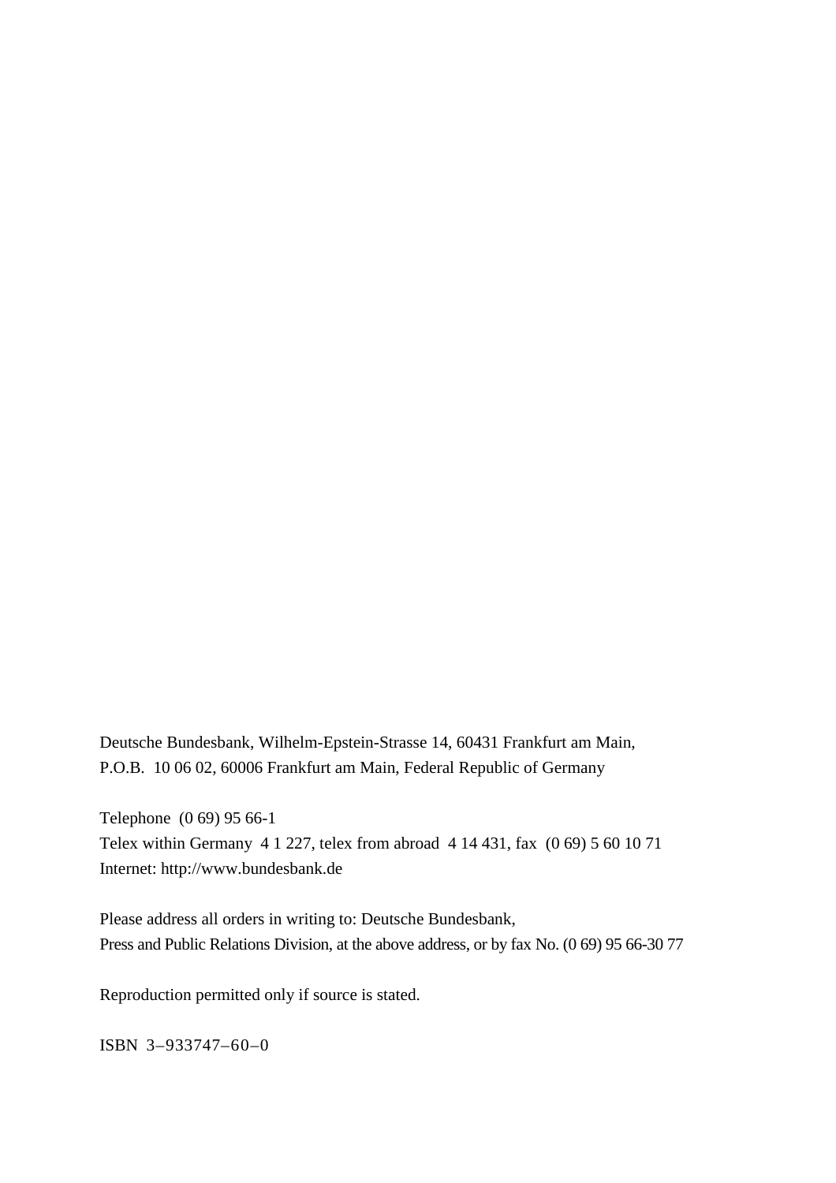Deutsche Bundesbank, Wilhelm-Epstein-Strasse 14, 60431 Frankfurt am Main,
P.O.B. 10 06 02, 60006 Frankfurt am Main, Federal Republic of Germany

Telephone (0 69) 95 66-1
Telex within Germany 4 1 227, telex from abroad 4 14 431, fax (0 69) 5 60 10 71
Internet: http://www.bundesbank.de

Please address all orders in writing to: Deutsche Bundesbank,
Press and Public Relations Division, at the above address, or by fax No. (0 69) 95 66-30 77

Reproduction permitted only if source is stated.

ISBN 3–933747–60–0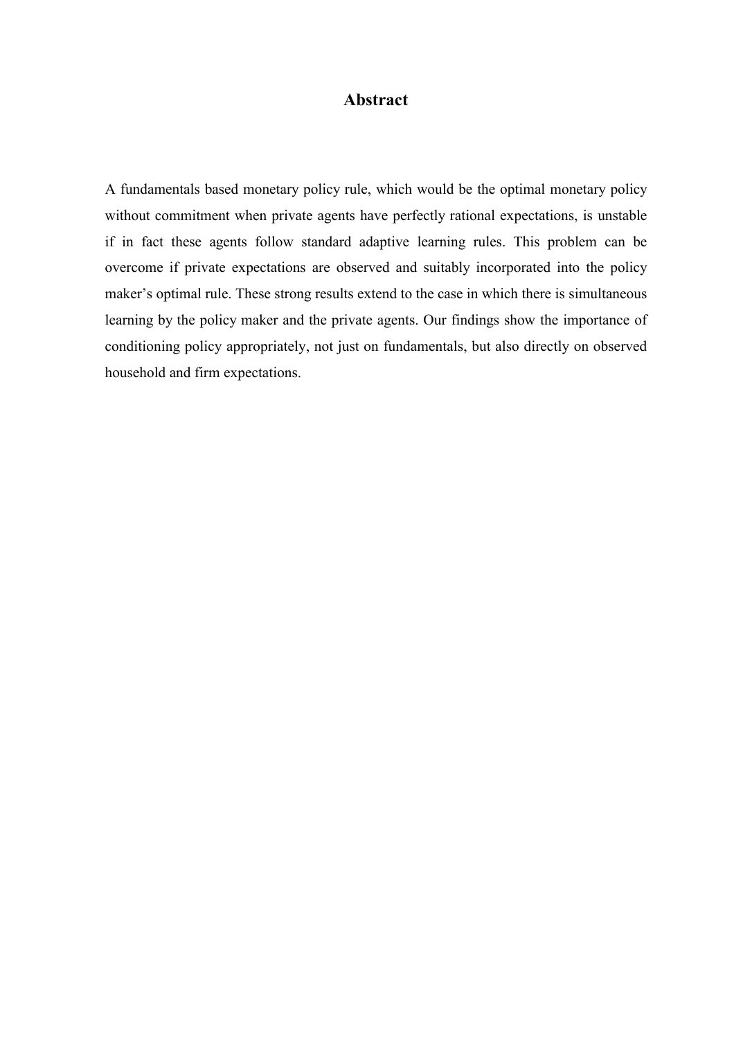# Abstract

A fundamentals based monetary policy rule, which would be the optimal monetary policy without commitment when private agents have perfectly rational expectations, is unstable if in fact these agents follow standard adaptive learning rules. This problem can be overcome if private expectations are observed and suitably incorporated into the policy maker's optimal rule. These strong results extend to the case in which there is simultaneous learning by the policy maker and the private agents. Our findings show the importance of conditioning policy appropriately, not just on fundamentals, but also directly on observed household and firm expectations.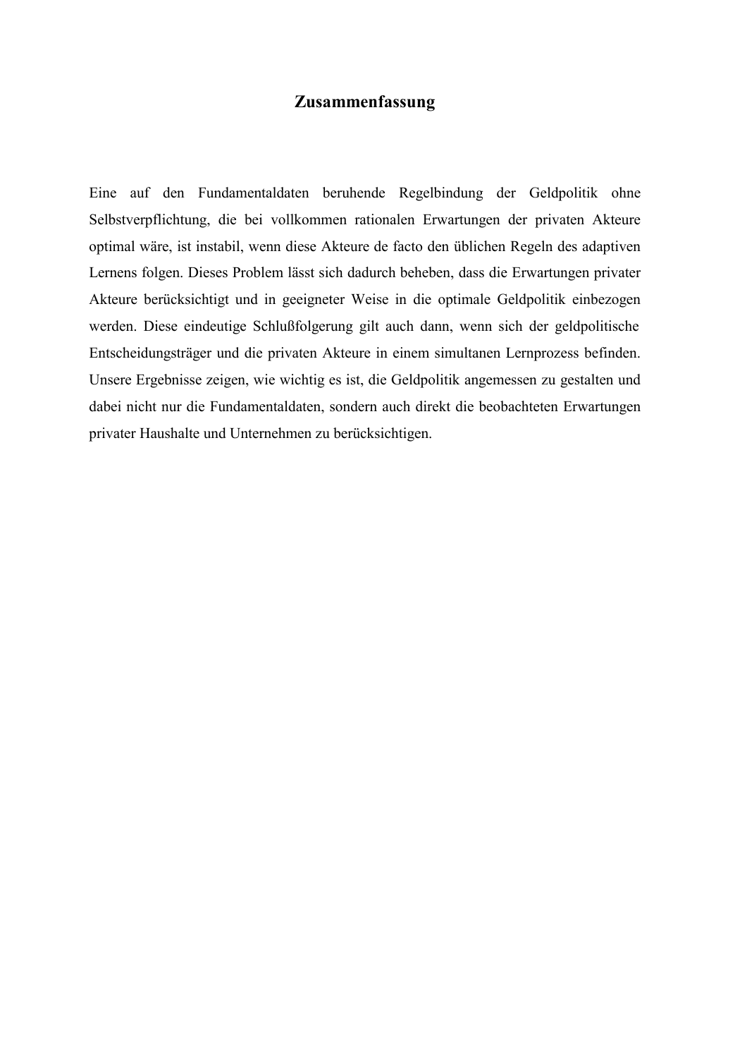# Zusammenfassung

Eine auf den Fundamentaldaten beruhende Regelbindung der Geldpolitik ohne Selbstverpflichtung, die bei vollkommen rationalen Erwartungen der privaten Akteure optimal wäre, ist instabil, wenn diese Akteure de facto den üblichen Regeln des adaptiven Lernens folgen. Dieses Problem lässt sich dadurch beheben, dass die Erwartungen privater Akteure berücksichtigt und in geeigneter Weise in die optimale Geldpolitik einbezogen werden. Diese eindeutige Schlußfolgerung gilt auch dann, wenn sich der geldpolitische Entscheidungsträger und die privaten Akteure in einem simultanen Lernprozess befinden. Unsere Ergebnisse zeigen, wie wichtig es ist, die Geldpolitik angemessen zu gestalten und dabei nicht nur die Fundamentaldaten, sondern auch direkt die beobachteten Erwartungen privater Haushalte und Unternehmen zu berücksichtigen.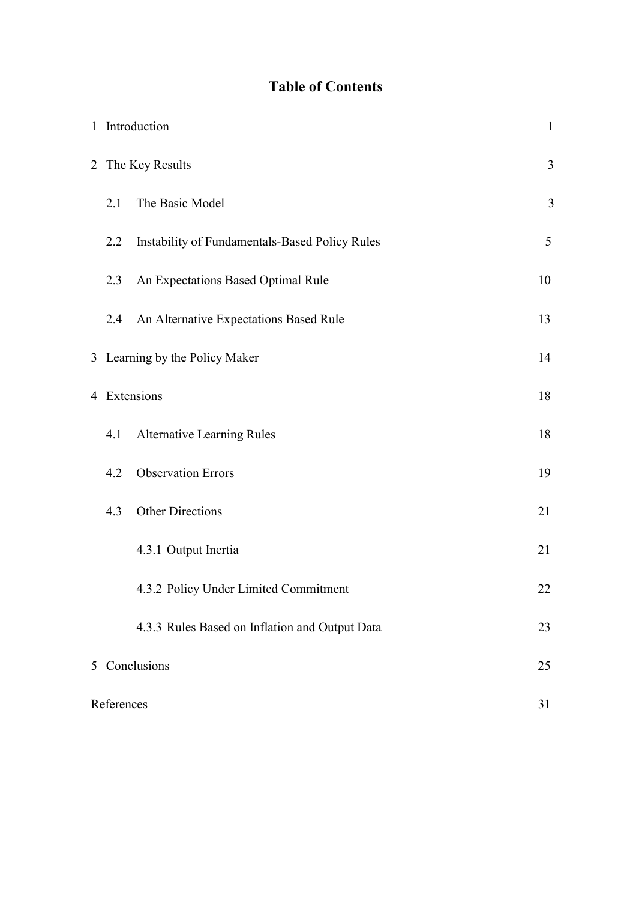# Table of Contents

| | |
|---|---|
| 1 Introduction | 1 |
| 2 The Key Results | 3 |
| 2.1 The Basic Model | 3 |
| 2.2 Instability of Fundamentals-Based Policy Rules | 5 |
| 2.3 An Expectations Based Optimal Rule | 10 |
| 2.4 An Alternative Expectations Based Rule | 13 |
| 3 Learning by the Policy Maker | 14 |
| 4 Extensions | 18 |
| 4.1 Alternative Learning Rules | 18 |
| 4.2 Observation Errors | 19 |
| 4.3 Other Directions | 21 |
| 4.3.1 Output Inertia | 21 |
| 4.3.2 Policy Under Limited Commitment | 22 |
| 4.3.3 Rules Based on Inflation and Output Data | 23 |
| 5 Conclusions | 25 |
| References | 31 |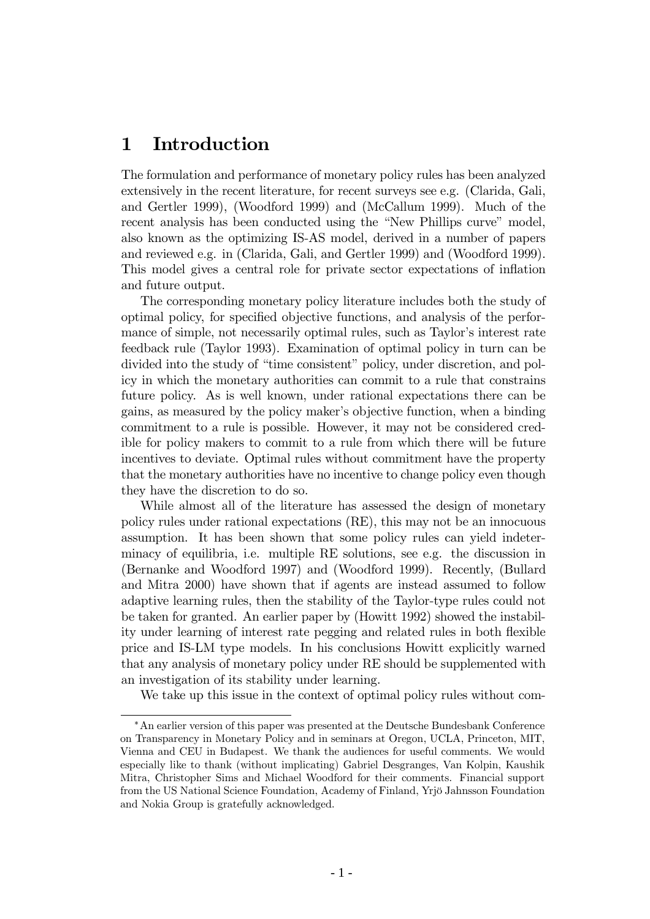# 1 Introduction

The formulation and performance of monetary policy rules has been analyzed extensively in the recent literature, for recent surveys see e.g. (Clarida, Gali, and Gertler 1999), (Woodford 1999) and (McCallum 1999). Much of the recent analysis has been conducted using the "New Phillips curve" model, also known as the optimizing IS-AS model, derived in a number of papers and reviewed e.g. in (Clarida, Gali, and Gertler 1999) and (Woodford 1999). This model gives a central role for private sector expectations of inflation and future output.

The corresponding monetary policy literature includes both the study of optimal policy, for specified objective functions, and analysis of the performance of simple, not necessarily optimal rules, such as Taylor's interest rate feedback rule (Taylor 1993). Examination of optimal policy in turn can be divided into the study of "time consistent" policy, under discretion, and policy in which the monetary authorities can commit to a rule that constrains future policy. As is well known, under rational expectations there can be gains, as measured by the policy maker's objective function, when a binding commitment to a rule is possible. However, it may not be considered credible for policy makers to commit to a rule from which there will be future incentives to deviate. Optimal rules without commitment have the property that the monetary authorities have no incentive to change policy even though they have the discretion to do so.

While almost all of the literature has assessed the design of monetary policy rules under rational expectations (RE), this may not be an innocuous assumption. It has been shown that some policy rules can yield indeterminacy of equilibria, i.e. multiple RE solutions, see e.g. the discussion in (Bernanke and Woodford 1997) and (Woodford 1999). Recently, (Bullard and Mitra 2000) have shown that if agents are instead assumed to follow adaptive learning rules, then the stability of the Taylor-type rules could not be taken for granted. An earlier paper by (Howitt 1992) showed the instability under learning of interest rate pegging and related rules in both flexible price and IS-LM type models. In his conclusions Howitt explicitly warned that any analysis of monetary policy under RE should be supplemented with an investigation of its stability under learning.

We take up this issue in the context of optimal policy rules without com-

---

*An earlier version of this paper was presented at the Deutsche Bundesbank Conference on Transparency in Monetary Policy and in seminars at Oregon, UCLA, Princeton, MIT, Vienna and CEU in Budapest. We thank the audiences for useful comments. We would especially like to thank (without implicating) Gabriel Desgranges, Van Kolpin, Kaushik Mitra, Christopher Sims and Michael Woodford for their comments. Financial support from the US National Science Foundation, Academy of Finland, Yrjö Jahnsson Foundation and Nokia Group is gratefully acknowledged.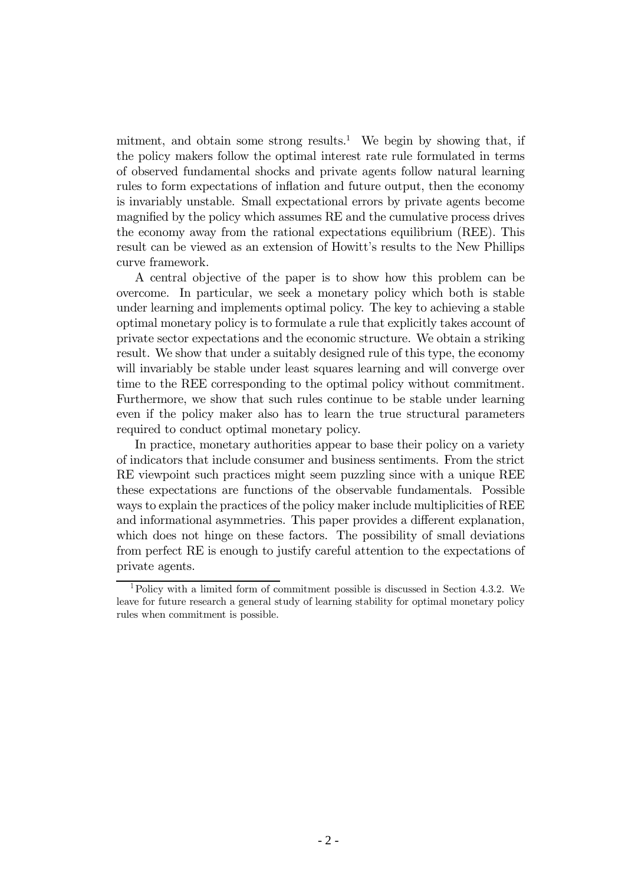mitment, and obtain some strong results.[1] We begin by showing that, if the policy makers follow the optimal interest rate rule formulated in terms of observed fundamental shocks and private agents follow natural learning rules to form expectations of inflation and future output, then the economy is invariably unstable. Small expectational errors by private agents become magnified by the policy which assumes RE and the cumulative process drives the economy away from the rational expectations equilibrium (REE). This result can be viewed as an extension of Howitt's results to the New Phillips curve framework.

A central objective of the paper is to show how this problem can be overcome. In particular, we seek a monetary policy which both is stable under learning and implements optimal policy. The key to achieving a stable optimal monetary policy is to formulate a rule that explicitly takes account of private sector expectations and the economic structure. We obtain a striking result. We show that under a suitably designed rule of this type, the economy will invariably be stable under least squares learning and will converge over time to the REE corresponding to the optimal policy without commitment. Furthermore, we show that such rules continue to be stable under learning even if the policy maker also has to learn the true structural parameters required to conduct optimal monetary policy.

In practice, monetary authorities appear to base their policy on a variety of indicators that include consumer and business sentiments. From the strict RE viewpoint such practices might seem puzzling since with a unique REE these expectations are functions of the observable fundamentals. Possible ways to explain the practices of the policy maker include multiplicities of REE and informational asymmetries. This paper provides a different explanation, which does not hinge on these factors. The possibility of small deviations from perfect RE is enough to justify careful attention to the expectations of private agents.

[1] Policy with a limited form of commitment possible is discussed in Section 4.3.2. We leave for future research a general study of learning stability for optimal monetary policy rules when commitment is possible.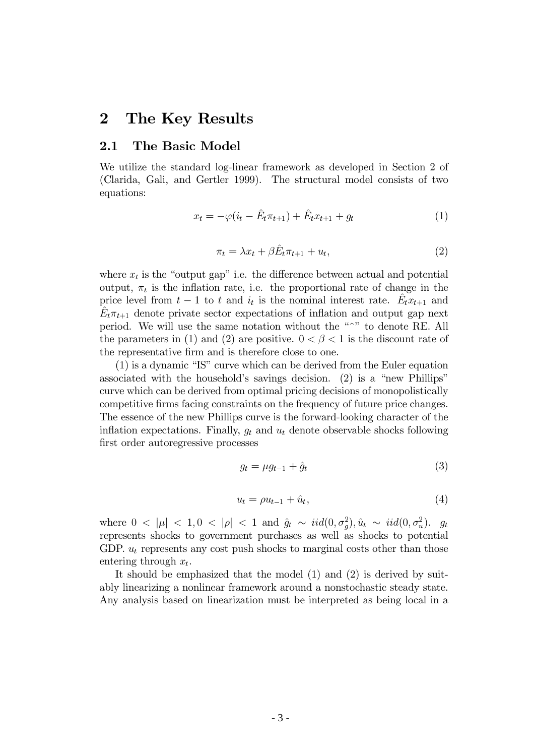# 2 The Key Results

## 2.1 The Basic Model

We utilize the standard log-linear framework as developed in Section 2 of (Clarida, Gali, and Gertler 1999). The structural model consists of two equations:

$$x_t = -\varphi(i_t - \hat{E}_t \pi_{t+1}) + \hat{E}_t x_{t+1} + g_t \tag{1}$$

$$\pi_t = \lambda x_t + \beta \hat{E}_t \pi_{t+1} + u_t, \tag{2}$$

where $x_t$ is the "output gap" i.e. the difference between actual and potential output, $\pi_t$ is the inflation rate, i.e. the proportional rate of change in the price level from $t-1$ to $t$ and $i_t$ is the nominal interest rate. $\hat{E}_t x_{t+1}$ and $\hat{E}_t \pi_{t+1}$ denote private sector expectations of inflation and output gap next period. We will use the same notation without the "^" to denote RE. All the parameters in (1) and (2) are positive. $0 < \beta < 1$ is the discount rate of the representative firm and is therefore close to one.

(1) is a dynamic "IS" curve which can be derived from the Euler equation associated with the household's savings decision. (2) is a "new Phillips" curve which can be derived from optimal pricing decisions of monopolistically competitive firms facing constraints on the frequency of future price changes. The essence of the new Phillips curve is the forward-looking character of the inflation expectations. Finally, $g_t$ and $u_t$ denote observable shocks following first order autoregressive processes

$$g_t = \mu g_{t-1} + \hat{g}_t \tag{3}$$

$$u_t = \rho u_{t-1} + \hat{u}_t, \tag{4}$$

where $0 < |\mu| < 1, 0 < |\rho| < 1$ and $\hat{g}_t \sim iid(0, \sigma_g^2), \hat{u}_t \sim iid(0, \sigma_u^2)$. $g_t$ represents shocks to government purchases as well as shocks to potential GDP. $u_t$ represents any cost push shocks to marginal costs other than those entering through $x_t$.

It should be emphasized that the model (1) and (2) is derived by suitably linearizing a nonlinear framework around a nonstochastic steady state. Any analysis based on linearization must be interpreted as being local in a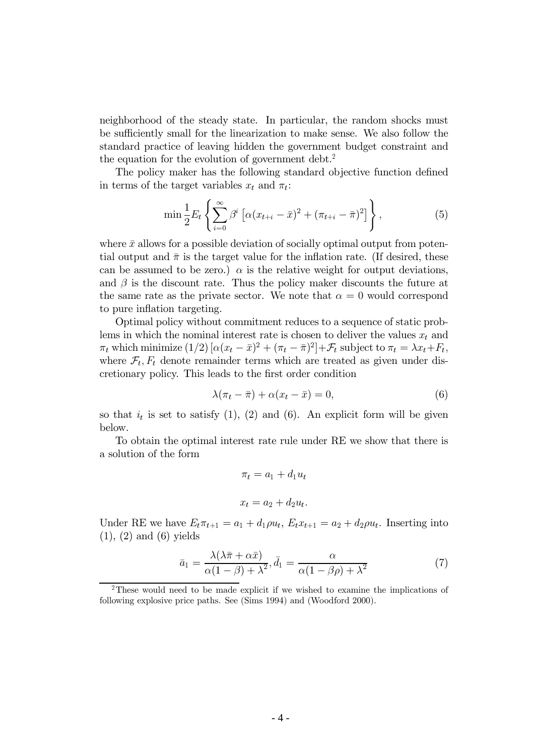neighborhood of the steady state. In particular, the random shocks must be sufficiently small for the linearization to make sense. We also follow the standard practice of leaving hidden the government budget constraint and the equation for the evolution of government debt.[2]

The policy maker has the following standard objective function defined in terms of the target variables $x_t$ and $\pi_t$:

$$\min \frac{1}{2} E_t \left\{ \sum_{i=0}^{\infty} \beta^i \left[ \alpha (x_{t+i} - \bar{x})^2 + (\pi_{t+i} - \bar{\pi})^2 \right] \right\}, \tag{5}$$

where $\bar{x}$ allows for a possible deviation of socially optimal output from potential output and $\bar{\pi}$ is the target value for the inflation rate. (If desired, these can be assumed to be zero.) $\alpha$ is the relative weight for output deviations, and $\beta$ is the discount rate. Thus the policy maker discounts the future at the same rate as the private sector. We note that $\alpha = 0$ would correspond to pure inflation targeting.

Optimal policy without commitment reduces to a sequence of static problems in which the nominal interest rate is chosen to deliver the values $x_t$ and $\pi_t$ which minimize $(1/2)\left[\alpha(x_t - \bar{x})^2 + (\pi_t - \bar{\pi})^2\right] + \mathcal{F}_t$ subject to $\pi_t = \lambda x_t + F_t$, where $\mathcal{F}_t, F_t$ denote remainder terms which are treated as given under discretionary policy. This leads to the first order condition

$$\lambda(\pi_t - \bar{\pi}) + \alpha(x_t - \bar{x}) = 0, \tag{6}$$

so that $i_t$ is set to satisfy (1), (2) and (6). An explicit form will be given below.

To obtain the optimal interest rate rule under RE we show that there is a solution of the form

$$\pi_t = a_1 + d_1 u_t$$

$$x_t = a_2 + d_2 u_t.$$

Under RE we have $E_t \pi_{t+1} = a_1 + d_1 \rho u_t$, $E_t x_{t+1} = a_2 + d_2 \rho u_t$. Inserting into (1), (2) and (6) yields

$$\bar{a}_1 = \frac{\lambda(\lambda \bar{\pi} + \alpha \bar{x})}{\alpha(1-\beta) + \lambda^2}, \bar{d}_1 = \frac{\alpha}{\alpha(1-\beta\rho) + \lambda^2} \tag{7}$$

[2]These would need to be made explicit if we wished to examine the implications of following explosive price paths. See (Sims 1994) and (Woodford 2000).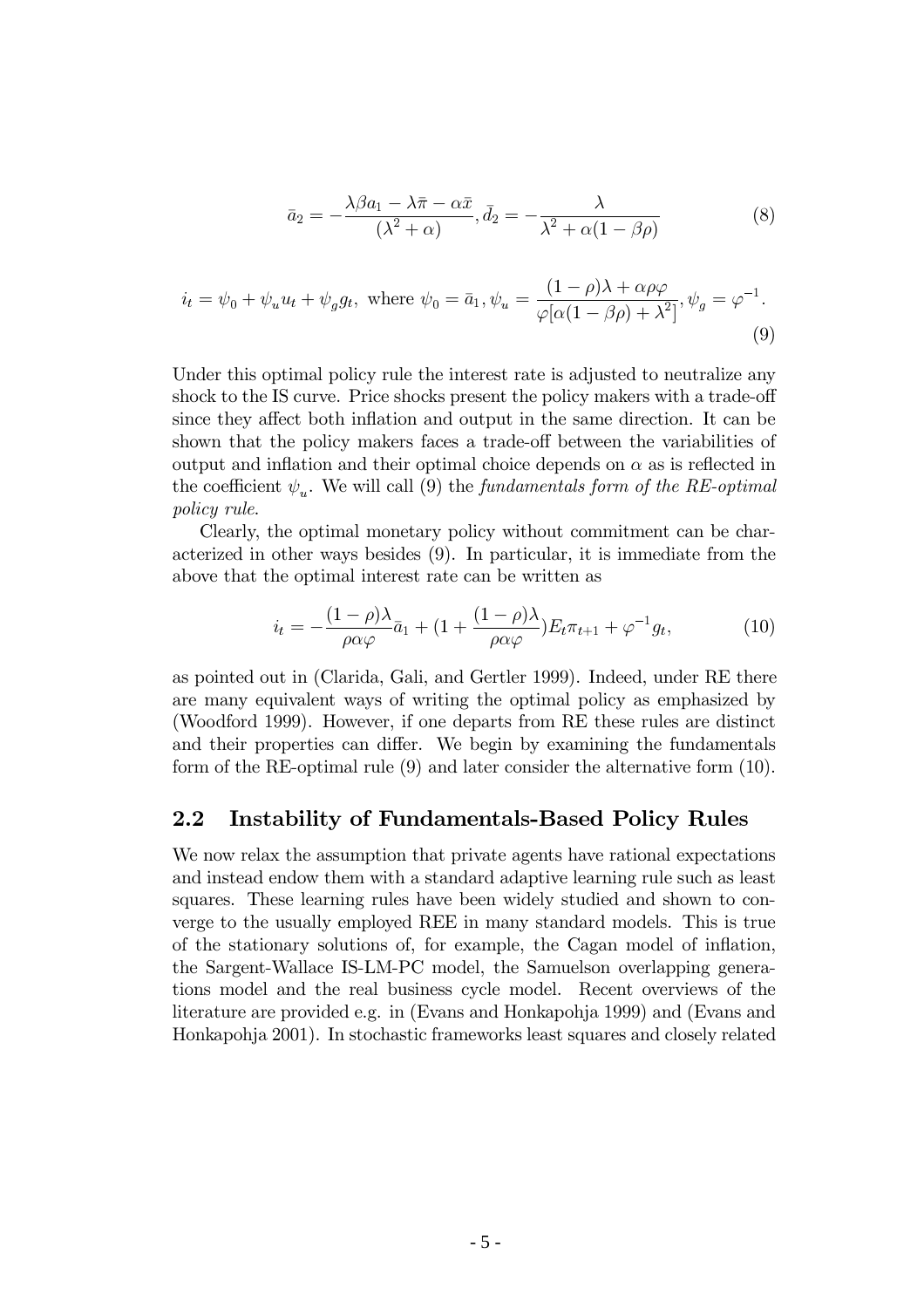$$\bar{a}_2 = -\frac{\lambda\beta a_1 - \lambda\bar{\pi} - \alpha\bar{x}}{(\lambda^2 + \alpha)}, \bar{d}_2 = -\frac{\lambda}{\lambda^2 + \alpha(1 - \beta\rho)} \tag{8}$$

$$i_t = \psi_0 + \psi_u u_t + \psi_g g_t, \text{ where } \psi_0 = \bar{a}_1, \psi_u = \frac{(1-\rho)\lambda + \alpha\rho\varphi}{\varphi[\alpha(1-\beta\rho) + \lambda^2]}, \psi_g = \varphi^{-1}. \tag{9}$$

Under this optimal policy rule the interest rate is adjusted to neutralize any shock to the IS curve. Price shocks present the policy makers with a trade-off since they affect both inflation and output in the same direction. It can be shown that the policy makers faces a trade-off between the variabilities of output and inflation and their optimal choice depends on $\alpha$ as is reflected in the coefficient $\psi_u$. We will call (9) the *fundamentals form of the RE-optimal policy rule*.

Clearly, the optimal monetary policy without commitment can be characterized in other ways besides (9). In particular, it is immediate from the above that the optimal interest rate can be written as

$$i_t = -\frac{(1-\rho)\lambda}{\rho\alpha\varphi}\bar{a}_1 + \left(1 + \frac{(1-\rho)\lambda}{\rho\alpha\varphi}\right)E_t\pi_{t+1} + \varphi^{-1}g_t, \tag{10}$$

as pointed out in (Clarida, Gali, and Gertler 1999). Indeed, under RE there are many equivalent ways of writing the optimal policy as emphasized by (Woodford 1999). However, if one departs from RE these rules are distinct and their properties can differ. We begin by examining the fundamentals form of the RE-optimal rule (9) and later consider the alternative form (10).

## 2.2 Instability of Fundamentals-Based Policy Rules

We now relax the assumption that private agents have rational expectations and instead endow them with a standard adaptive learning rule such as least squares. These learning rules have been widely studied and shown to converge to the usually employed REE in many standard models. This is true of the stationary solutions of, for example, the Cagan model of inflation, the Sargent-Wallace IS-LM-PC model, the Samuelson overlapping generations model and the real business cycle model. Recent overviews of the literature are provided e.g. in (Evans and Honkapohja 1999) and (Evans and Honkapohja 2001). In stochastic frameworks least squares and closely related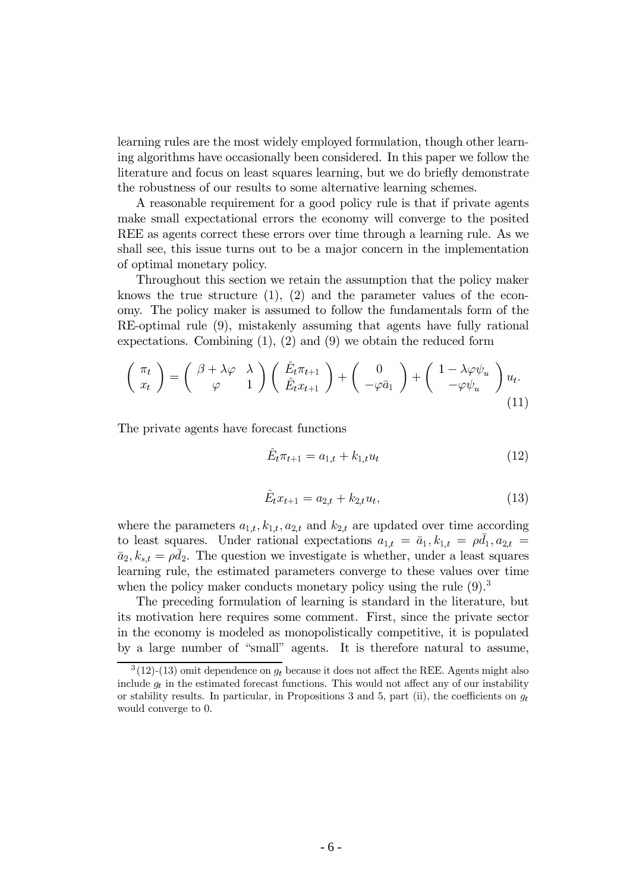learning rules are the most widely employed formulation, though other learning algorithms have occasionally been considered. In this paper we follow the literature and focus on least squares learning, but we do briefly demonstrate the robustness of our results to some alternative learning schemes.

A reasonable requirement for a good policy rule is that if private agents make small expectational errors the economy will converge to the posited REE as agents correct these errors over time through a learning rule. As we shall see, this issue turns out to be a major concern in the implementation of optimal monetary policy.

Throughout this section we retain the assumption that the policy maker knows the true structure (1), (2) and the parameter values of the economy. The policy maker is assumed to follow the fundamentals form of the RE-optimal rule (9), mistakenly assuming that agents have fully rational expectations. Combining (1), (2) and (9) we obtain the reduced form

$$\begin{pmatrix} \pi_t \\ x_t \end{pmatrix} = \begin{pmatrix} \beta + \lambda\varphi & \lambda \\ \varphi & 1 \end{pmatrix} \begin{pmatrix} \hat{E}_t \pi_{t+1} \\ \hat{E}_t x_{t+1} \end{pmatrix} + \begin{pmatrix} 0 \\ -\varphi \bar{a}_1 \end{pmatrix} + \begin{pmatrix} 1 - \lambda\varphi\psi_u \\ -\varphi\psi_u \end{pmatrix} u_t. \tag{11}$$

The private agents have forecast functions

$$\hat{E}_t \pi_{t+1} = a_{1,t} + k_{1,t} u_t \tag{12}$$

$$\hat{E}_t x_{t+1} = a_{2,t} + k_{2,t} u_t, \tag{13}$$

where the parameters $a_{1,t}, k_{1,t}, a_{2,t}$ and $k_{2,t}$ are updated over time according to least squares. Under rational expectations $a_{1,t} = \bar{a}_1, k_{1,t} = \rho \bar{d}_1, a_{2,t} = \bar{a}_2, k_{s,t} = \rho \bar{d}_2$. The question we investigate is whether, under a least squares learning rule, the estimated parameters converge to these values over time when the policy maker conducts monetary policy using the rule (9).[3]

The preceding formulation of learning is standard in the literature, but its motivation here requires some comment. First, since the private sector in the economy is modeled as monopolistically competitive, it is populated by a large number of "small" agents. It is therefore natural to assume,

[3] (12)-(13) omit dependence on $g_t$ because it does not affect the REE. Agents might also include $g_t$ in the estimated forecast functions. This would not affect any of our instability or stability results. In particular, in Propositions 3 and 5, part (ii), the coefficients on $g_t$ would converge to 0.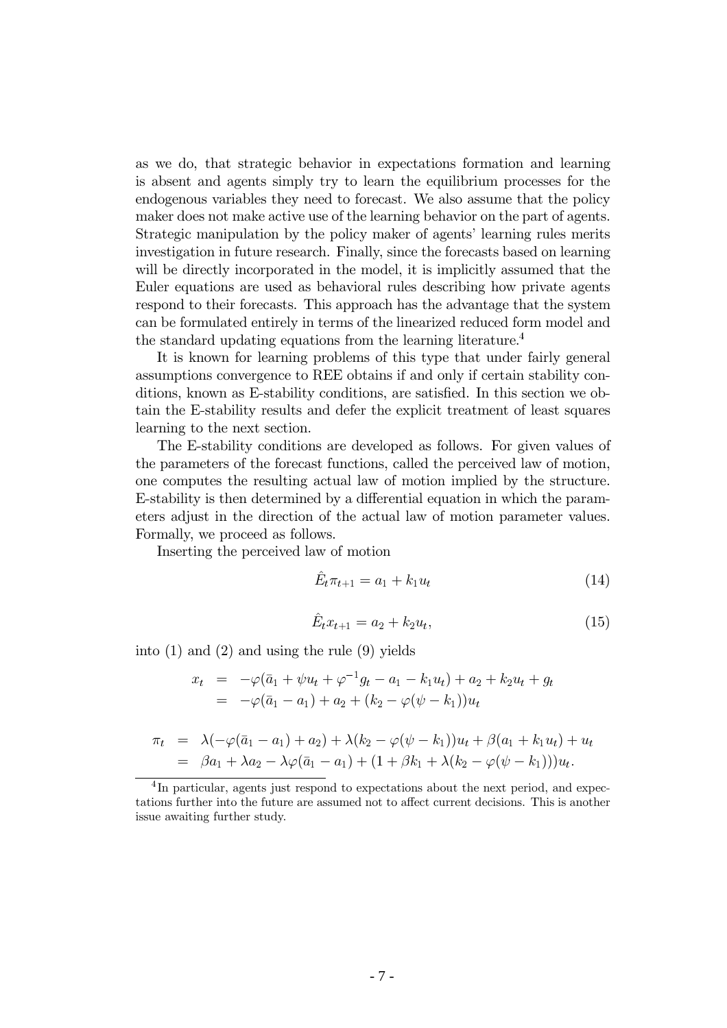as we do, that strategic behavior in expectations formation and learning is absent and agents simply try to learn the equilibrium processes for the endogenous variables they need to forecast. We also assume that the policy maker does not make active use of the learning behavior on the part of agents. Strategic manipulation by the policy maker of agents' learning rules merits investigation in future research. Finally, since the forecasts based on learning will be directly incorporated in the model, it is implicitly assumed that the Euler equations are used as behavioral rules describing how private agents respond to their forecasts. This approach has the advantage that the system can be formulated entirely in terms of the linearized reduced form model and the standard updating equations from the learning literature.[4]

It is known for learning problems of this type that under fairly general assumptions convergence to REE obtains if and only if certain stability conditions, known as E-stability conditions, are satisfied. In this section we obtain the E-stability results and defer the explicit treatment of least squares learning to the next section.

The E-stability conditions are developed as follows. For given values of the parameters of the forecast functions, called the perceived law of motion, one computes the resulting actual law of motion implied by the structure. E-stability is then determined by a differential equation in which the parameters adjust in the direction of the actual law of motion parameter values. Formally, we proceed as follows.

Inserting the perceived law of motion

$$\hat{E}_t \pi_{t+1} = a_1 + k_1 u_t \tag{14}$$

$$\hat{E}_t x_{t+1} = a_2 + k_2 u_t, \tag{15}$$

into (1) and (2) and using the rule (9) yields

$$\begin{aligned} x_t &= -\varphi(\bar{a}_1 + \psi u_t + \varphi^{-1} g_t - a_1 - k_1 u_t) + a_2 + k_2 u_t + g_t \\ &= -\varphi(\bar{a}_1 - a_1) + a_2 + (k_2 - \varphi(\psi - k_1)) u_t \end{aligned}$$

$$\begin{aligned} \pi_t &= \lambda(-\varphi(\bar{a}_1 - a_1) + a_2) + \lambda(k_2 - \varphi(\psi - k_1)) u_t + \beta(a_1 + k_1 u_t) + u_t \\ &= \beta a_1 + \lambda a_2 - \lambda \varphi(\bar{a}_1 - a_1) + (1 + \beta k_1 + \lambda(k_2 - \varphi(\psi - k_1))) u_t. \end{aligned}$$

[4] In particular, agents just respond to expectations about the next period, and expectations further into the future are assumed not to affect current decisions. This is another issue awaiting further study.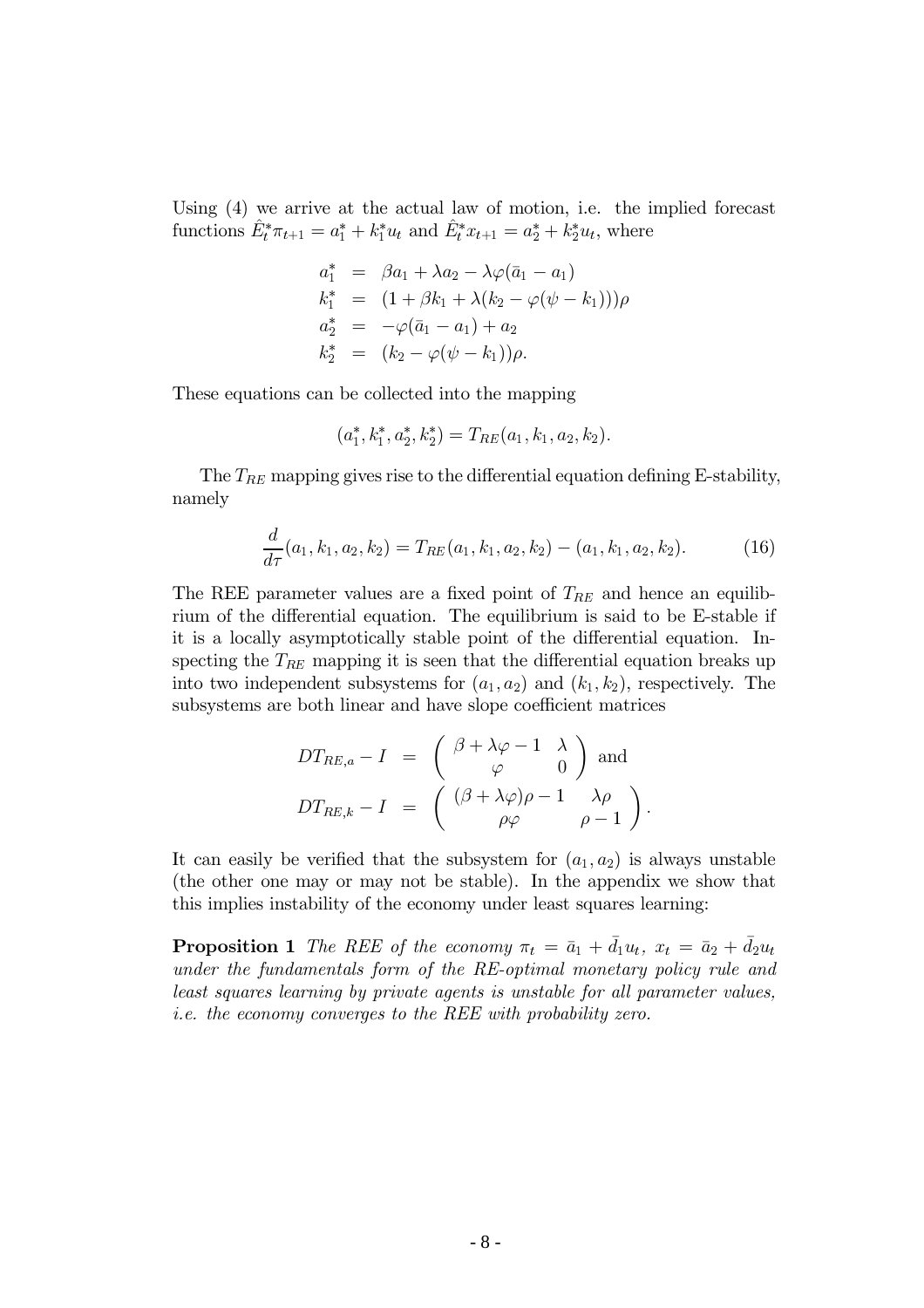Using (4) we arrive at the actual law of motion, i.e. the implied forecast functions $\hat{E}_t^* \pi_{t+1} = a_1^* + k_1^* u_t$ and $\hat{E}_t^* x_{t+1} = a_2^* + k_2^* u_t$, where

$$
\begin{aligned}
a_1^* &= \beta a_1 + \lambda a_2 - \lambda \varphi (\bar{a}_1 - a_1) \\
k_1^* &= (1 + \beta k_1 + \lambda (k_2 - \varphi(\psi - k_1)))\rho \\
a_2^* &= -\varphi(\bar{a}_1 - a_1) + a_2 \\
k_2^* &= (k_2 - \varphi(\psi - k_1))\rho.
\end{aligned}
$$

These equations can be collected into the mapping

$$
(a_1^*, k_1^*, a_2^*, k_2^*) = T_{RE}(a_1, k_1, a_2, k_2).
$$

The $T_{RE}$ mapping gives rise to the differential equation defining E-stability, namely

$$
\frac{d}{d\tau}(a_1, k_1, a_2, k_2) = T_{RE}(a_1, k_1, a_2, k_2) - (a_1, k_1, a_2, k_2). \tag{16}
$$

The REE parameter values are a fixed point of $T_{RE}$ and hence an equilibrium of the differential equation. The equilibrium is said to be E-stable if it is a locally asymptotically stable point of the differential equation. Inspecting the $T_{RE}$ mapping it is seen that the differential equation breaks up into two independent subsystems for $(a_1, a_2)$ and $(k_1, k_2)$, respectively. The subsystems are both linear and have slope coefficient matrices

$$
\begin{aligned}
DT_{RE,a} - I &= \begin{pmatrix} \beta + \lambda\varphi - 1 & \lambda \\ \varphi & 0 \end{pmatrix} \text{ and} \\
DT_{RE,k} - I &= \begin{pmatrix} (\beta + \lambda\varphi)\rho - 1 & \lambda\rho \\ \rho\varphi & \rho - 1 \end{pmatrix}.
\end{aligned}
$$

It can easily be verified that the subsystem for $(a_1, a_2)$ is always unstable (the other one may or may not be stable). In the appendix we show that this implies instability of the economy under least squares learning:

**Proposition 1** *The REE of the economy $\pi_t = \bar{a}_1 + \bar{d}_1 u_t$, $x_t = \bar{a}_2 + \bar{d}_2 u_t$ under the fundamentals form of the RE-optimal monetary policy rule and least squares learning by private agents is unstable for all parameter values, i.e. the economy converges to the REE with probability zero.*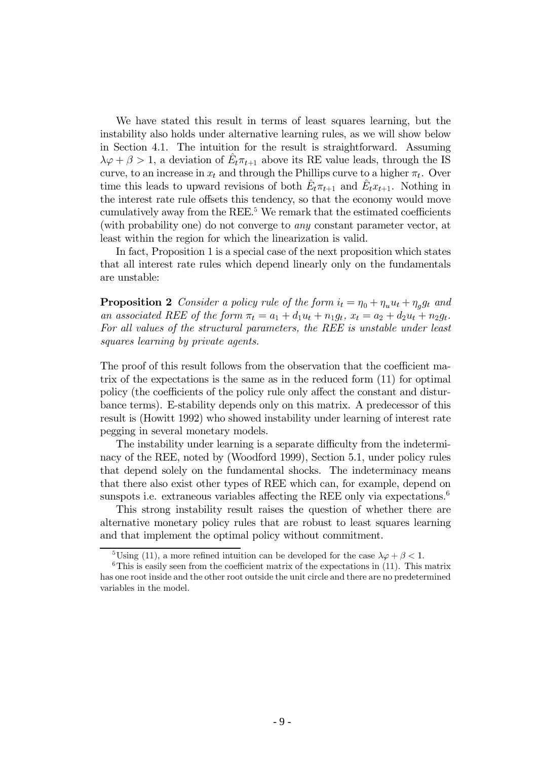We have stated this result in terms of least squares learning, but the instability also holds under alternative learning rules, as we will show below in Section 4.1. The intuition for the result is straightforward. Assuming $\lambda\varphi + \beta > 1$, a deviation of $\hat{E}_t\pi_{t+1}$ above its RE value leads, through the IS curve, to an increase in $x_t$ and through the Phillips curve to a higher $\pi_t$. Over time this leads to upward revisions of both $\hat{E}_t\pi_{t+1}$ and $\hat{E}_t x_{t+1}$. Nothing in the interest rate rule offsets this tendency, so that the economy would move cumulatively away from the REE.[5] We remark that the estimated coefficients (with probability one) do not converge to *any* constant parameter vector, at least within the region for which the linearization is valid.

In fact, Proposition 1 is a special case of the next proposition which states that all interest rate rules which depend linearly only on the fundamentals are unstable:

**Proposition 2** *Consider a policy rule of the form $i_t = \eta_0 + \eta_u u_t + \eta_g g_t$ and an associated REE of the form $\pi_t = a_1 + d_1 u_t + n_1 g_t$, $x_t = a_2 + d_2 u_t + n_2 g_t$. For all values of the structural parameters, the REE is unstable under least squares learning by private agents.*

The proof of this result follows from the observation that the coefficient matrix of the expectations is the same as in the reduced form (11) for optimal policy (the coefficients of the policy rule only affect the constant and disturbance terms). E-stability depends only on this matrix. A predecessor of this result is (Howitt 1992) who showed instability under learning of interest rate pegging in several monetary models.

The instability under learning is a separate difficulty from the indeterminacy of the REE, noted by (Woodford 1999), Section 5.1, under policy rules that depend solely on the fundamental shocks. The indeterminacy means that there also exist other types of REE which can, for example, depend on sunspots i.e. extraneous variables affecting the REE only via expectations.[6]

This strong instability result raises the question of whether there are alternative monetary policy rules that are robust to least squares learning and that implement the optimal policy without commitment.

[5] Using (11), a more refined intuition can be developed for the case $\lambda\varphi + \beta < 1$.

[6] This is easily seen from the coefficient matrix of the expectations in (11). This matrix has one root inside and the other root outside the unit circle and there are no predetermined variables in the model.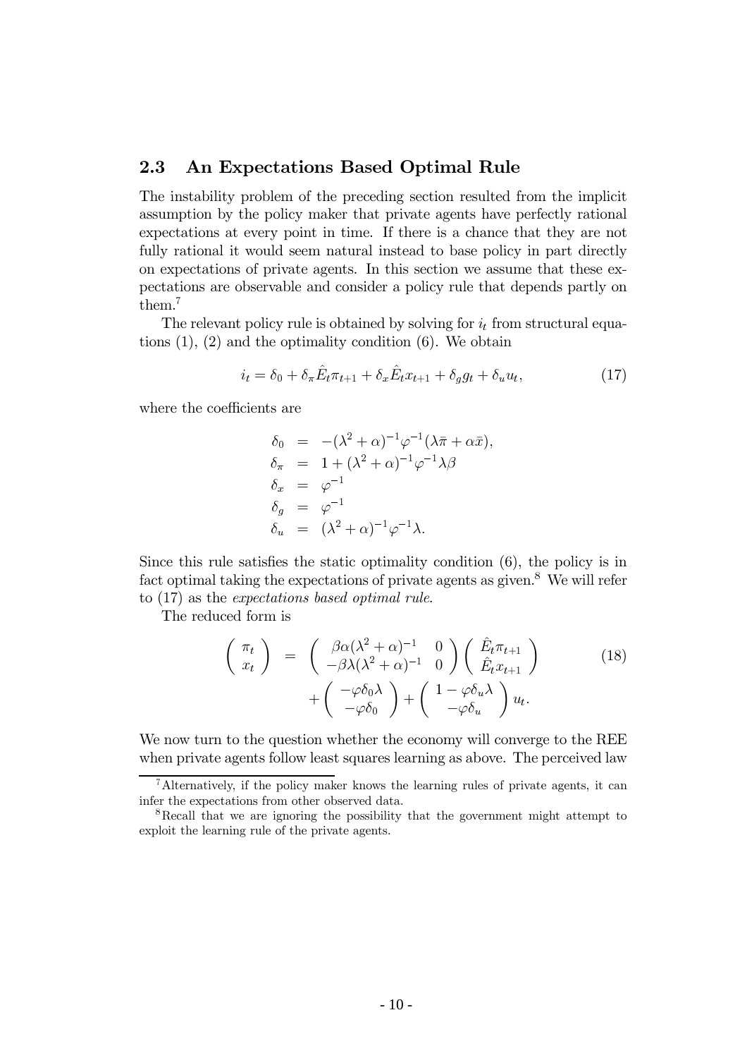### 2.3 An Expectations Based Optimal Rule

The instability problem of the preceding section resulted from the implicit assumption by the policy maker that private agents have perfectly rational expectations at every point in time. If there is a chance that they are not fully rational it would seem natural instead to base policy in part directly on expectations of private agents. In this section we assume that these expectations are observable and consider a policy rule that depends partly on them.[7]

The relevant policy rule is obtained by solving for $i_t$ from structural equations (1), (2) and the optimality condition (6). We obtain

$$i_t = \delta_0 + \delta_\pi \hat{E}_t \pi_{t+1} + \delta_x \hat{E}_t x_{t+1} + \delta_g g_t + \delta_u u_t, \tag{17}$$

where the coefficients are

$$\begin{aligned}
\delta_0 &= -(\lambda^2 + \alpha)^{-1} \varphi^{-1} (\lambda \bar{\pi} + \alpha \bar{x}), \\
\delta_\pi &= 1 + (\lambda^2 + \alpha)^{-1} \varphi^{-1} \lambda \beta \\
\delta_x &= \varphi^{-1} \\
\delta_g &= \varphi^{-1} \\
\delta_u &= (\lambda^2 + \alpha)^{-1} \varphi^{-1} \lambda.
\end{aligned}$$

Since this rule satisfies the static optimality condition (6), the policy is in fact optimal taking the expectations of private agents as given.[8] We will refer to (17) as the *expectations based optimal rule*.

The reduced form is

$$\begin{aligned}
\begin{pmatrix} \pi_t \\ x_t \end{pmatrix} &= \begin{pmatrix} \beta\alpha(\lambda^2 + \alpha)^{-1} & 0 \\ -\beta\lambda(\lambda^2 + \alpha)^{-1} & 0 \end{pmatrix} \begin{pmatrix} \hat{E}_t \pi_{t+1} \\ \hat{E}_t x_{t+1} \end{pmatrix} \\
&\quad + \begin{pmatrix} -\varphi \delta_0 \lambda \\ -\varphi \delta_0 \end{pmatrix} + \begin{pmatrix} 1 - \varphi \delta_u \lambda \\ -\varphi \delta_u \end{pmatrix} u_t.
\end{aligned} \tag{18}$$

We now turn to the question whether the economy will converge to the REE when private agents follow least squares learning as above. The perceived law

---

[7] Alternatively, if the policy maker knows the learning rules of private agents, it can infer the expectations from other observed data.

[8] Recall that we are ignoring the possibility that the government might attempt to exploit the learning rule of the private agents.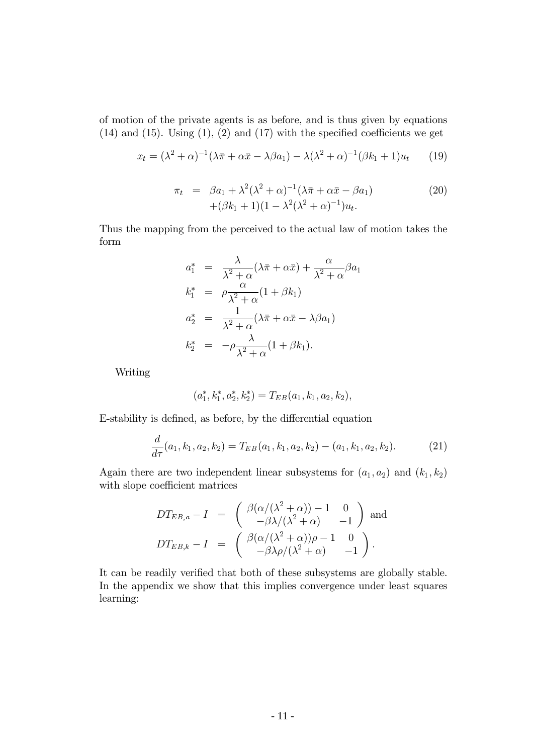of motion of the private agents is as before, and is thus given by equations (14) and (15). Using (1), (2) and (17) with the specified coefficients we get

$$x_t = (\lambda^2 + \alpha)^{-1}(\lambda\bar{\pi} + \alpha\bar{x} - \lambda\beta a_1) - \lambda(\lambda^2 + \alpha)^{-1}(\beta k_1 + 1)u_t \qquad (19)$$

$$\begin{aligned} \pi_t &= \beta a_1 + \lambda^2(\lambda^2 + \alpha)^{-1}(\lambda\bar{\pi} + \alpha\bar{x} - \beta a_1) \\ &\quad + (\beta k_1 + 1)(1 - \lambda^2(\lambda^2 + \alpha)^{-1})u_t. \end{aligned} \qquad (20)$$

Thus the mapping from the perceived to the actual law of motion takes the form

$$\begin{aligned} a_1^* &= \frac{\lambda}{\lambda^2 + \alpha}(\lambda\bar{\pi} + \alpha\bar{x}) + \frac{\alpha}{\lambda^2 + \alpha}\beta a_1 \\ k_1^* &= \rho\frac{\alpha}{\lambda^2 + \alpha}(1 + \beta k_1) \\ a_2^* &= \frac{1}{\lambda^2 + \alpha}(\lambda\bar{\pi} + \alpha\bar{x} - \lambda\beta a_1) \\ k_2^* &= -\rho\frac{\lambda}{\lambda^2 + \alpha}(1 + \beta k_1). \end{aligned}$$

Writing

$$(a_1^*, k_1^*, a_2^*, k_2^*) = T_{EB}(a_1, k_1, a_2, k_2),$$

E-stability is defined, as before, by the differential equation

$$\frac{d}{d\tau}(a_1, k_1, a_2, k_2) = T_{EB}(a_1, k_1, a_2, k_2) - (a_1, k_1, a_2, k_2). \qquad (21)$$

Again there are two independent linear subsystems for $(a_1, a_2)$ and $(k_1, k_2)$ with slope coefficient matrices

$$\begin{aligned} DT_{EB,a} - I &= \begin{pmatrix} \beta(\alpha/(\lambda^2 + \alpha)) - 1 & 0 \\ -\beta\lambda/(\lambda^2 + \alpha) & -1 \end{pmatrix} \text{ and} \\ DT_{EB,k} - I &= \begin{pmatrix} \beta(\alpha/(\lambda^2 + \alpha))\rho - 1 & 0 \\ -\beta\lambda\rho/(\lambda^2 + \alpha) & -1 \end{pmatrix}. \end{aligned}$$

It can be readily verified that both of these subsystems are globally stable. In the appendix we show that this implies convergence under least squares learning: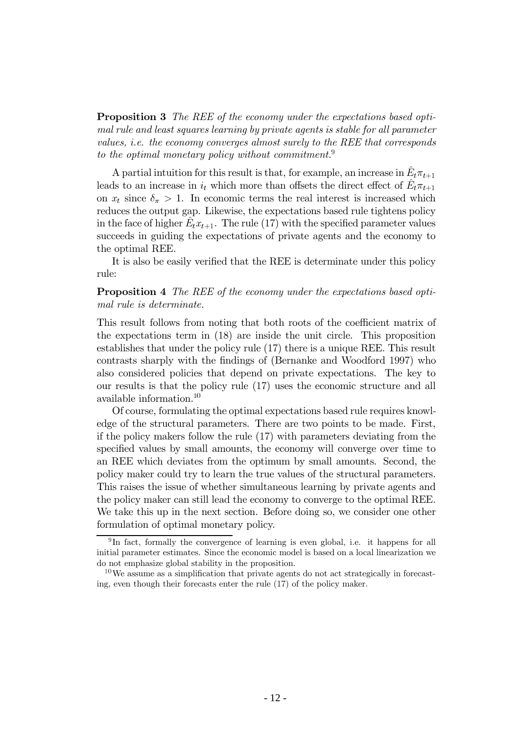**Proposition 3** *The REE of the economy under the expectations based optimal rule and least squares learning by private agents is stable for all parameter values, i.e. the economy converges almost surely to the REE that corresponds to the optimal monetary policy without commitment.*[9]

A partial intuition for this result is that, for example, an increase in $\hat{E}_t\pi_{t+1}$ leads to an increase in $i_t$ which more than offsets the direct effect of $\hat{E}_t\pi_{t+1}$ on $x_t$ since $\delta_\pi > 1$. In economic terms the real interest is increased which reduces the output gap. Likewise, the expectations based rule tightens policy in the face of higher $\hat{E}_t x_{t+1}$. The rule (17) with the specified parameter values succeeds in guiding the expectations of private agents and the economy to the optimal REE.

It is also be easily verified that the REE is determinate under this policy rule:

**Proposition 4** *The REE of the economy under the expectations based optimal rule is determinate.*

This result follows from noting that both roots of the coefficient matrix of the expectations term in (18) are inside the unit circle. This proposition establishes that under the policy rule (17) there is a unique REE. This result contrasts sharply with the findings of (Bernanke and Woodford 1997) who also considered policies that depend on private expectations. The key to our results is that the policy rule (17) uses the economic structure and all available information.[10]

Of course, formulating the optimal expectations based rule requires knowledge of the structural parameters. There are two points to be made. First, if the policy makers follow the rule (17) with parameters deviating from the specified values by small amounts, the economy will converge over time to an REE which deviates from the optimum by small amounts. Second, the policy maker could try to learn the true values of the structural parameters. This raises the issue of whether simultaneous learning by private agents and the policy maker can still lead the economy to converge to the optimal REE. We take this up in the next section. Before doing so, we consider one other formulation of optimal monetary policy.

[9] In fact, formally the convergence of learning is even global, i.e. it happens for all initial parameter estimates. Since the economic model is based on a local linearization we do not emphasize global stability in the proposition.

[10] We assume as a simplification that private agents do not act strategically in forecasting, even though their forecasts enter the rule (17) of the policy maker.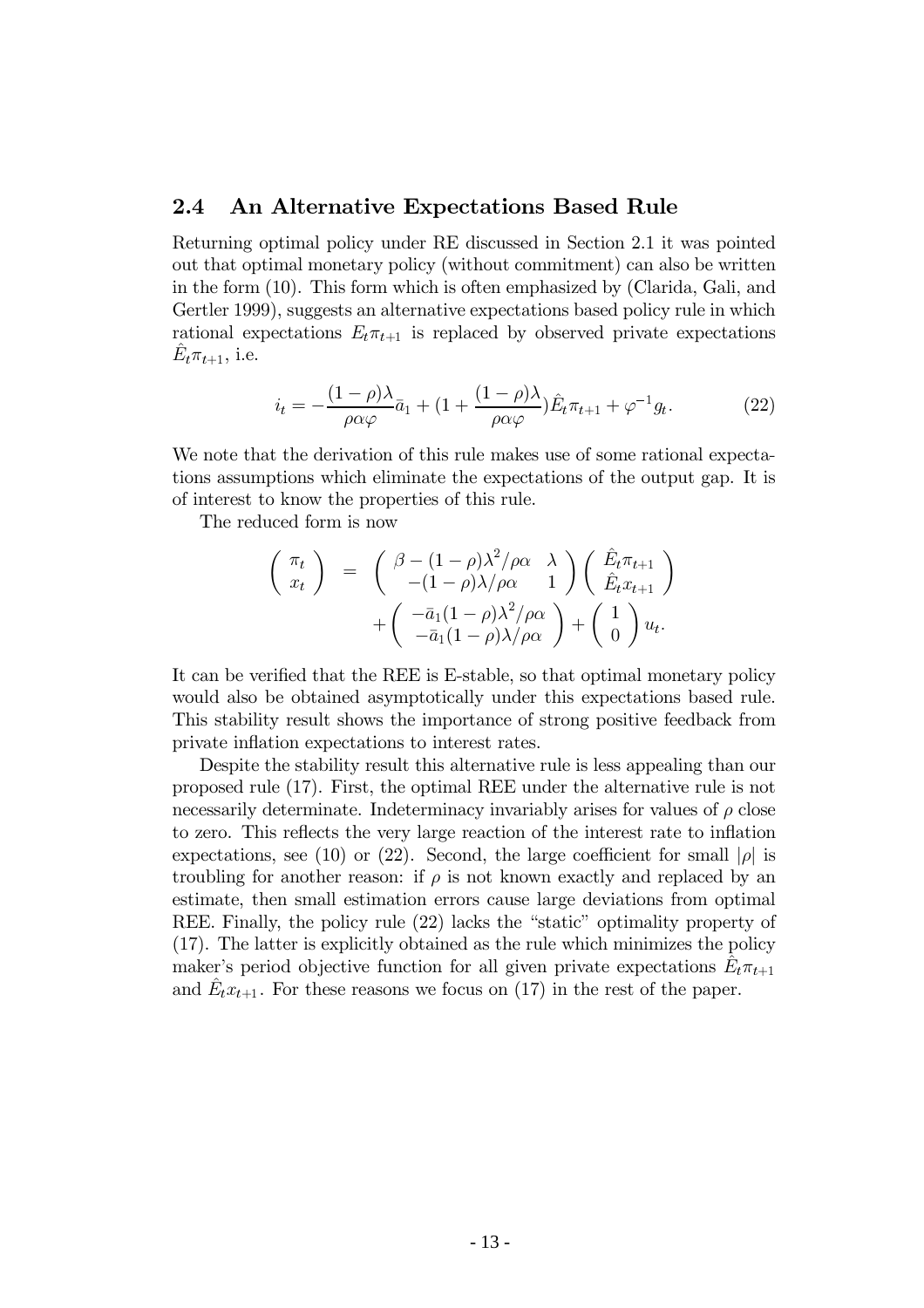## 2.4 An Alternative Expectations Based Rule

Returning optimal policy under RE discussed in Section 2.1 it was pointed out that optimal monetary policy (without commitment) can also be written in the form (10). This form which is often emphasized by (Clarida, Gali, and Gertler 1999), suggests an alternative expectations based policy rule in which rational expectations $E_t\pi_{t+1}$ is replaced by observed private expectations $\hat{E}_t\pi_{t+1}$, i.e.

$$i_t = -\frac{(1-\rho)\lambda}{\rho\alpha\varphi}\bar{a}_1 + (1 + \frac{(1-\rho)\lambda}{\rho\alpha\varphi})\hat{E}_t\pi_{t+1} + \varphi^{-1}g_t. \tag{22}$$

We note that the derivation of this rule makes use of some rational expectations assumptions which eliminate the expectations of the output gap. It is of interest to know the properties of this rule.

The reduced form is now

$$\begin{pmatrix} \pi_t \\ x_t \end{pmatrix} = \begin{pmatrix} \beta - (1-\rho)\lambda^2/\rho\alpha & \lambda \\ -(1-\rho)\lambda/\rho\alpha & 1 \end{pmatrix} \begin{pmatrix} \hat{E}_t\pi_{t+1} \\ \hat{E}_t x_{t+1} \end{pmatrix} + \begin{pmatrix} -\bar{a}_1(1-\rho)\lambda^2/\rho\alpha \\ -\bar{a}_1(1-\rho)\lambda/\rho\alpha \end{pmatrix} + \begin{pmatrix} 1 \\ 0 \end{pmatrix} u_t.$$

It can be verified that the REE is E-stable, so that optimal monetary policy would also be obtained asymptotically under this expectations based rule. This stability result shows the importance of strong positive feedback from private inflation expectations to interest rates.

Despite the stability result this alternative rule is less appealing than our proposed rule (17). First, the optimal REE under the alternative rule is not necessarily determinate. Indeterminacy invariably arises for values of $\rho$ close to zero. This reflects the very large reaction of the interest rate to inflation expectations, see (10) or (22). Second, the large coefficient for small $|\rho|$ is troubling for another reason: if $\rho$ is not known exactly and replaced by an estimate, then small estimation errors cause large deviations from optimal REE. Finally, the policy rule (22) lacks the "static" optimality property of (17). The latter is explicitly obtained as the rule which minimizes the policy maker's period objective function for all given private expectations $\hat{E}_t\pi_{t+1}$ and $\hat{E}_t x_{t+1}$. For these reasons we focus on (17) in the rest of the paper.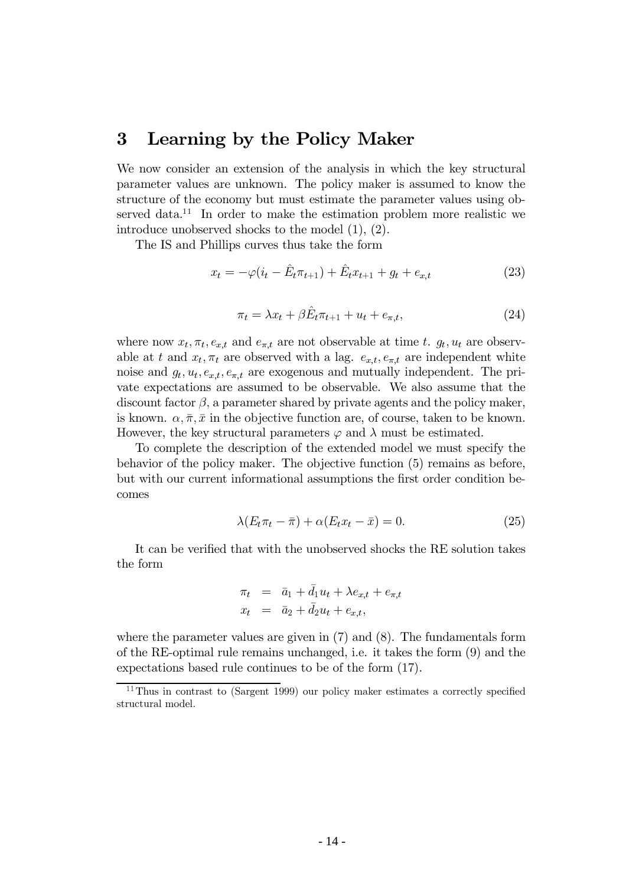## 3 Learning by the Policy Maker

We now consider an extension of the analysis in which the key structural parameter values are unknown. The policy maker is assumed to know the structure of the economy but must estimate the parameter values using observed data.[11] In order to make the estimation problem more realistic we introduce unobserved shocks to the model (1), (2).

The IS and Phillips curves thus take the form

$$x_t = -\varphi(i_t - \hat{E}_t\pi_{t+1}) + \hat{E}_t x_{t+1} + g_t + e_{x,t} \tag{23}$$

$$\pi_t = \lambda x_t + \beta \hat{E}_t \pi_{t+1} + u_t + e_{\pi,t}, \tag{24}$$

where now $x_t, \pi_t, e_{x,t}$ and $e_{\pi,t}$ are not observable at time $t$. $g_t, u_t$ are observable at $t$ and $x_t, \pi_t$ are observed with a lag. $e_{x,t}, e_{\pi,t}$ are independent white noise and $g_t, u_t, e_{x,t}, e_{\pi,t}$ are exogenous and mutually independent. The private expectations are assumed to be observable. We also assume that the discount factor $\beta$, a parameter shared by private agents and the policy maker, is known. $\alpha, \bar{\pi}, \bar{x}$ in the objective function are, of course, taken to be known. However, the key structural parameters $\varphi$ and $\lambda$ must be estimated.

To complete the description of the extended model we must specify the behavior of the policy maker. The objective function (5) remains as before, but with our current informational assumptions the first order condition becomes

$$\lambda(E_t\pi_t - \bar{\pi}) + \alpha(E_t x_t - \bar{x}) = 0. \tag{25}$$

It can be verified that with the unobserved shocks the RE solution takes the form

$$\begin{aligned} \pi_t &= \bar{a}_1 + \bar{d}_1 u_t + \lambda e_{x,t} + e_{\pi,t} \\ x_t &= \bar{a}_2 + \bar{d}_2 u_t + e_{x,t}, \end{aligned}$$

where the parameter values are given in (7) and (8). The fundamentals form of the RE-optimal rule remains unchanged, i.e. it takes the form (9) and the expectations based rule continues to be of the form (17).

[11] Thus in contrast to (Sargent 1999) our policy maker estimates a correctly specified structural model.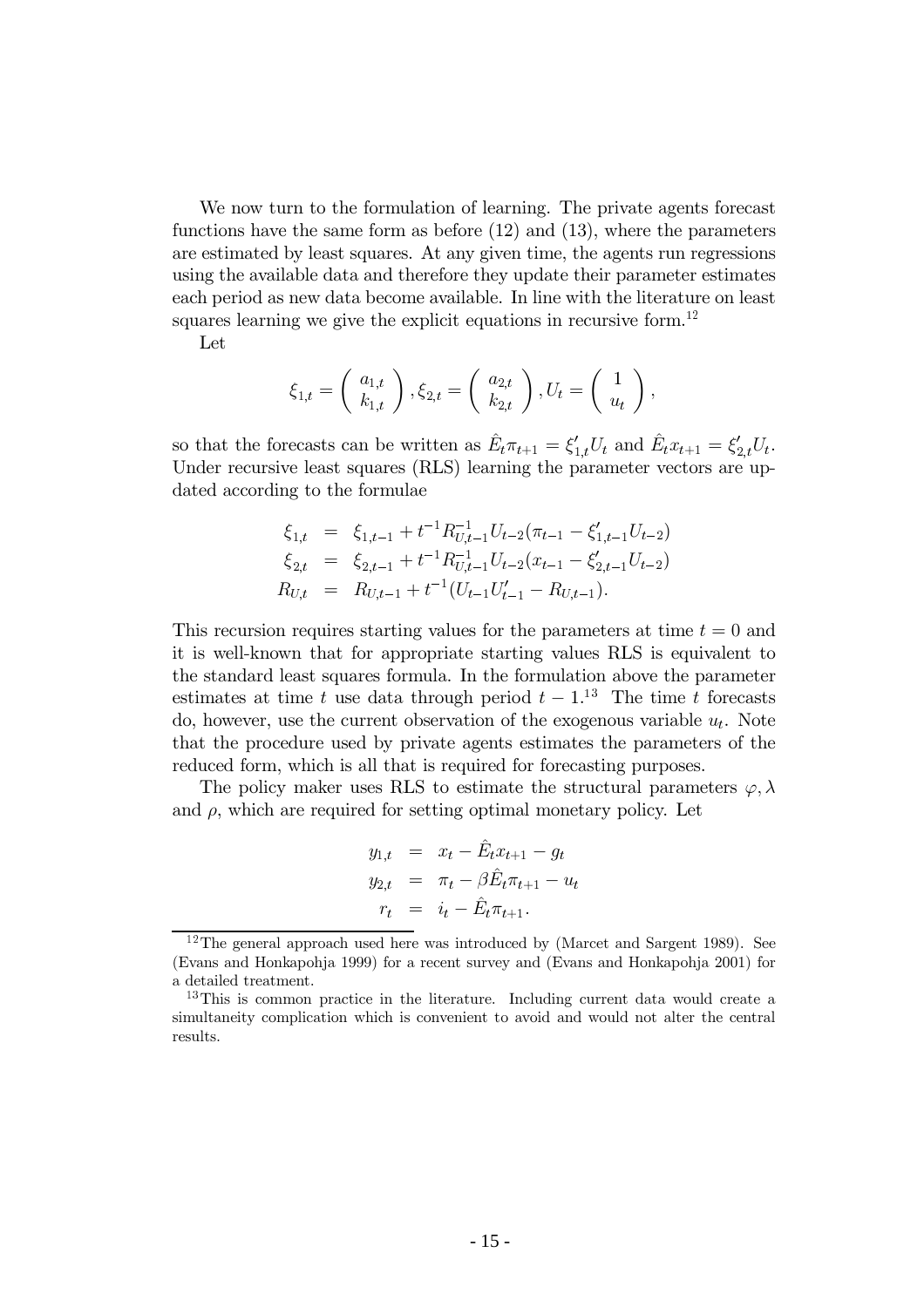We now turn to the formulation of learning. The private agents forecast functions have the same form as before (12) and (13), where the parameters are estimated by least squares. At any given time, the agents run regressions using the available data and therefore they update their parameter estimates each period as new data become available. In line with the literature on least squares learning we give the explicit equations in recursive form.[12]

Let

$$\xi_{1,t} = \begin{pmatrix} a_{1,t} \\ k_{1,t} \end{pmatrix}, \xi_{2,t} = \begin{pmatrix} a_{2,t} \\ k_{2,t} \end{pmatrix}, U_t = \begin{pmatrix} 1 \\ u_t \end{pmatrix},$$

so that the forecasts can be written as $\hat{E}_t \pi_{t+1} = \xi'_{1,t} U_t$ and $\hat{E}_t x_{t+1} = \xi'_{2,t} U_t$. Under recursive least squares (RLS) learning the parameter vectors are updated according to the formulae

$$\begin{aligned}
\xi_{1,t} &= \xi_{1,t-1} + t^{-1} R_{U,t-1}^{-1} U_{t-2} (\pi_{t-1} - \xi'_{1,t-1} U_{t-2}) \\
\xi_{2,t} &= \xi_{2,t-1} + t^{-1} R_{U,t-1}^{-1} U_{t-2} (x_{t-1} - \xi'_{2,t-1} U_{t-2}) \\
R_{U,t} &= R_{U,t-1} + t^{-1} (U_{t-1} U'_{t-1} - R_{U,t-1}).
\end{aligned}$$

This recursion requires starting values for the parameters at time $t = 0$ and it is well-known that for appropriate starting values RLS is equivalent to the standard least squares formula. In the formulation above the parameter estimates at time $t$ use data through period $t-1$.[13] The time $t$ forecasts do, however, use the current observation of the exogenous variable $u_t$. Note that the procedure used by private agents estimates the parameters of the reduced form, which is all that is required for forecasting purposes.

The policy maker uses RLS to estimate the structural parameters $\varphi, \lambda$ and $\rho$, which are required for setting optimal monetary policy. Let

$$\begin{aligned}
y_{1,t} &= x_t - \hat{E}_t x_{t+1} - g_t \\
y_{2,t} &= \pi_t - \beta \hat{E}_t \pi_{t+1} - u_t \\
r_t &= i_t - \hat{E}_t \pi_{t+1}.
\end{aligned}$$

---

[12] The general approach used here was introduced by (Marcet and Sargent 1989). See (Evans and Honkapohja 1999) for a recent survey and (Evans and Honkapohja 2001) for a detailed treatment.

[13] This is common practice in the literature. Including current data would create a simultaneity complication which is convenient to avoid and would not alter the central results.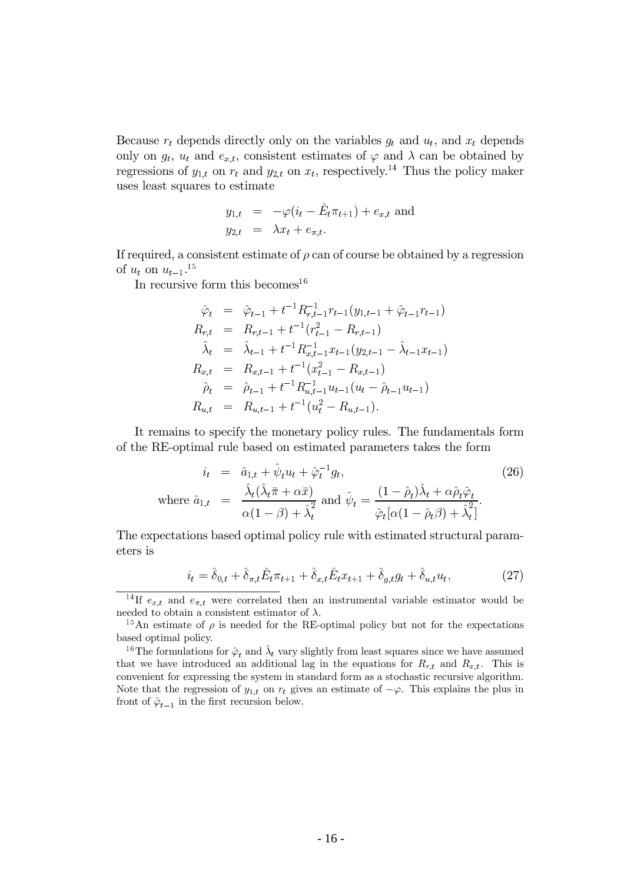Because $r_t$ depends directly only on the variables $g_t$ and $u_t$, and $x_t$ depends only on $g_t$, $u_t$ and $e_{x,t}$, consistent estimates of $\varphi$ and $\lambda$ can be obtained by regressions of $y_{1,t}$ on $r_t$ and $y_{2,t}$ on $x_t$, respectively.[14] Thus the policy maker uses least squares to estimate

$$
\begin{aligned}
y_{1,t} &= -\varphi(i_t - \hat{E}_t \pi_{t+1}) + e_{x,t} \text{ and} \\
y_{2,t} &= \lambda x_t + e_{\pi,t}.
\end{aligned}
$$

If required, a consistent estimate of $\rho$ can of course be obtained by a regression of $u_t$ on $u_{t-1}$.[15]

In recursive form this becomes[16]

$$
\begin{aligned}
\hat{\varphi}_t &= \hat{\varphi}_{t-1} + t^{-1} R_{r,t-1}^{-1} r_{t-1}(y_{1,t-1} + \hat{\varphi}_{t-1} r_{t-1}) \\
R_{r,t} &= R_{r,t-1} + t^{-1}(r_{t-1}^2 - R_{r,t-1}) \\
\hat{\lambda}_t &= \hat{\lambda}_{t-1} + t^{-1} R_{x,t-1}^{-1} x_{t-1}(y_{2,t-1} - \hat{\lambda}_{t-1} x_{t-1}) \\
R_{x,t} &= R_{x,t-1} + t^{-1}(x_{t-1}^2 - R_{x,t-1}) \\
\hat{\rho}_t &= \hat{\rho}_{t-1} + t^{-1} R_{u,t-1}^{-1} u_{t-1}(u_t - \hat{\rho}_{t-1} u_{t-1}) \\
R_{u,t} &= R_{u,t-1} + t^{-1}(u_t^2 - R_{u,t-1}).
\end{aligned}
$$

It remains to specify the monetary policy rules. The fundamentals form of the RE-optimal rule based on estimated parameters takes the form

$$
\begin{aligned}
i_t &= \hat{a}_{1,t} + \hat{\psi}_t u_t + \hat{\varphi}_t^{-1} g_t, \qquad (26) \\
\text{where } \hat{a}_{1,t} &= \frac{\hat{\lambda}_t(\hat{\lambda}_t \bar{\pi} + \alpha \bar{x})}{\alpha(1-\beta) + \hat{\lambda}_t^2} \text{ and } \hat{\psi}_t = \frac{(1-\hat{\rho}_t)\hat{\lambda}_t + \alpha \hat{\rho}_t \hat{\varphi}_t}{\hat{\varphi}_t[\alpha(1-\hat{\rho}_t\beta) + \hat{\lambda}_t^2]}.
\end{aligned}
$$

The expectations based optimal policy rule with estimated structural parameters is

$$
i_t = \hat{\delta}_{0,t} + \hat{\delta}_{\pi,t} \hat{E}_t \pi_{t+1} + \hat{\delta}_{x,t} \hat{E}_t x_{t+1} + \hat{\delta}_{g,t} g_t + \hat{\delta}_{u,t} u_t, \qquad (27)
$$

---

[14] If $e_{x,t}$ and $e_{\pi,t}$ were correlated then an instrumental variable estimator would be needed to obtain a consistent estimator of $\lambda$.

[15] An estimate of $\rho$ is needed for the RE-optimal policy but not for the expectations based optimal policy.

[16] The formulations for $\hat{\varphi}_t$ and $\hat{\lambda}_t$ vary slightly from least squares since we have assumed that we have introduced an additional lag in the equations for $R_{r,t}$ and $R_{x,t}$. This is convenient for expressing the system in standard form as a stochastic recursive algorithm. Note that the regression of $y_{1,t}$ on $r_t$ gives an estimate of $-\varphi$. This explains the plus in front of $\hat{\varphi}_{t-1}$ in the first recursion below.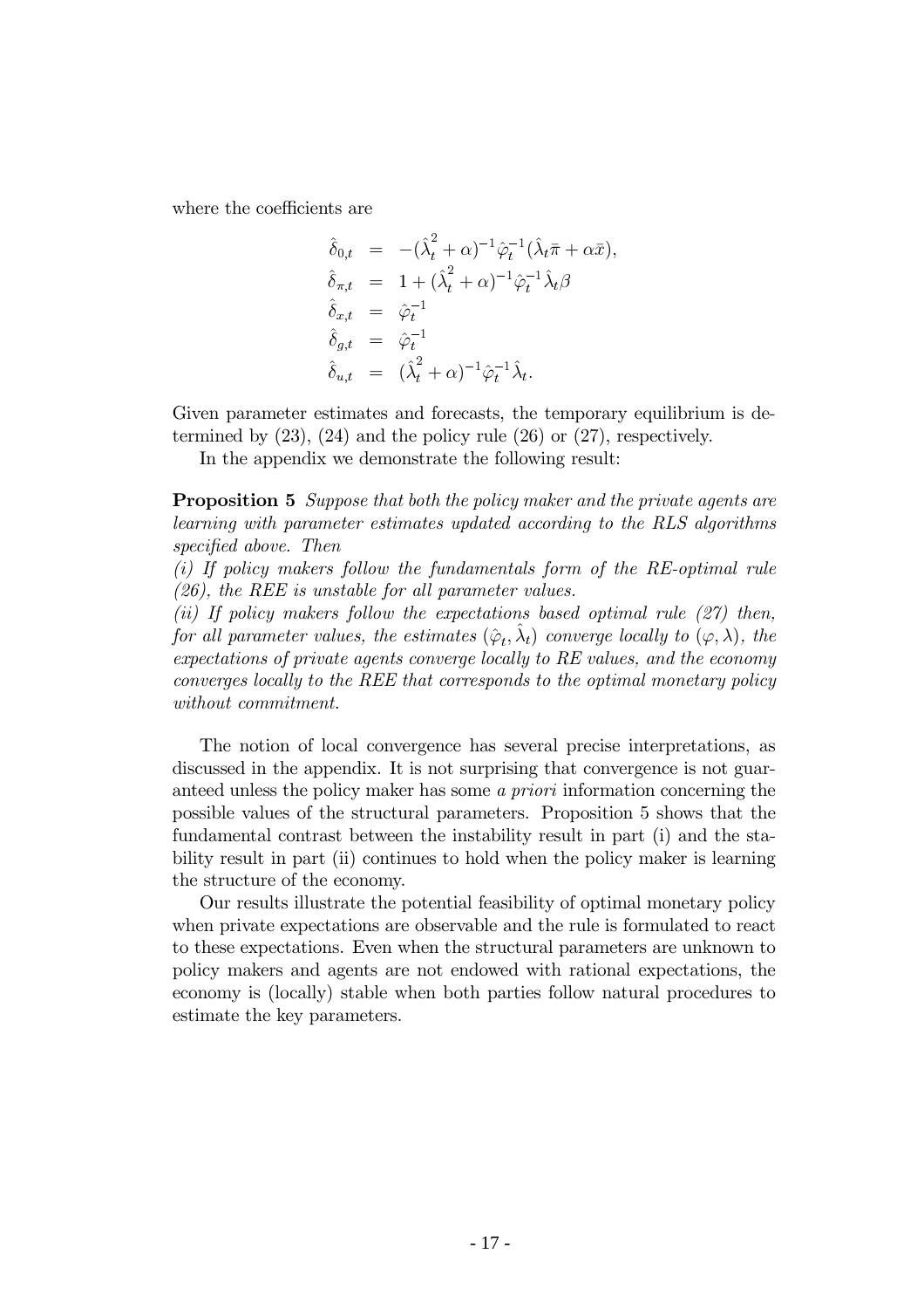where the coefficients are

$$
\begin{aligned}
\hat{\delta}_{0,t} &= -(\hat{\lambda}_t^2 + \alpha)^{-1}\hat{\varphi}_t^{-1}(\hat{\lambda}_t\bar{\pi} + \alpha\bar{x}), \\
\hat{\delta}_{\pi,t} &= 1 + (\hat{\lambda}_t^2 + \alpha)^{-1}\hat{\varphi}_t^{-1}\hat{\lambda}_t\beta \\
\hat{\delta}_{x,t} &= \hat{\varphi}_t^{-1} \\
\hat{\delta}_{g,t} &= \hat{\varphi}_t^{-1} \\
\hat{\delta}_{u,t} &= (\hat{\lambda}_t^2 + \alpha)^{-1}\hat{\varphi}_t^{-1}\hat{\lambda}_t.
\end{aligned}
$$

Given parameter estimates and forecasts, the temporary equilibrium is determined by (23), (24) and the policy rule (26) or (27), respectively.

In the appendix we demonstrate the following result:

**Proposition 5** *Suppose that both the policy maker and the private agents are learning with parameter estimates updated according to the RLS algorithms specified above. Then*

*(i) If policy makers follow the fundamentals form of the RE-optimal rule (26), the REE is unstable for all parameter values.*

*(ii) If policy makers follow the expectations based optimal rule (27) then, for all parameter values, the estimates $(\hat{\varphi}_t, \hat{\lambda}_t)$ converge locally to $(\varphi, \lambda)$, the expectations of private agents converge locally to RE values, and the economy converges locally to the REE that corresponds to the optimal monetary policy without commitment.*

The notion of local convergence has several precise interpretations, as discussed in the appendix. It is not surprising that convergence is not guaranteed unless the policy maker has some *a priori* information concerning the possible values of the structural parameters. Proposition 5 shows that the fundamental contrast between the instability result in part (i) and the stability result in part (ii) continues to hold when the policy maker is learning the structure of the economy.

Our results illustrate the potential feasibility of optimal monetary policy when private expectations are observable and the rule is formulated to react to these expectations. Even when the structural parameters are unknown to policy makers and agents are not endowed with rational expectations, the economy is (locally) stable when both parties follow natural procedures to estimate the key parameters.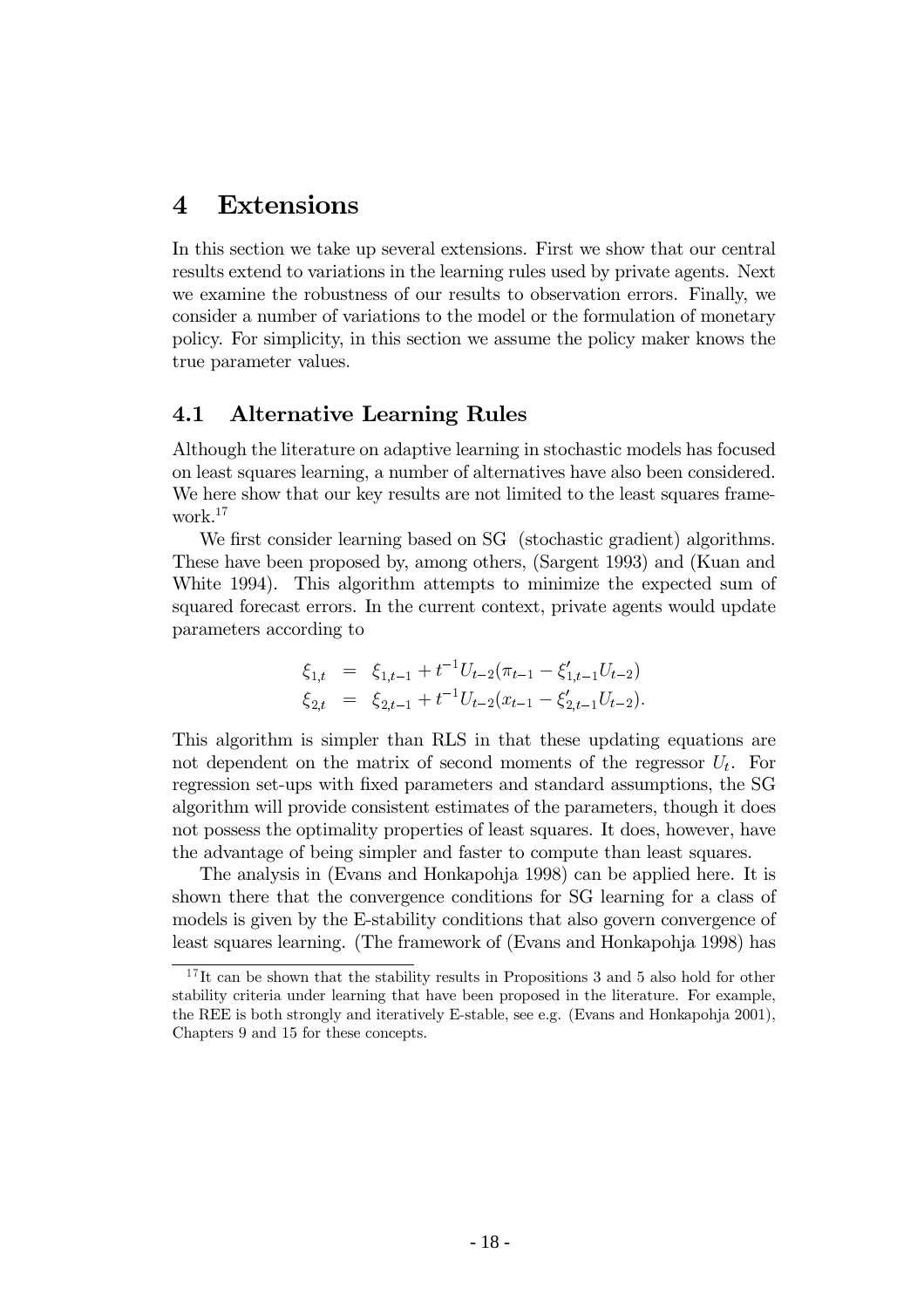# 4 Extensions

In this section we take up several extensions. First we show that our central results extend to variations in the learning rules used by private agents. Next we examine the robustness of our results to observation errors. Finally, we consider a number of variations to the model or the formulation of monetary policy. For simplicity, in this section we assume the policy maker knows the true parameter values.

## 4.1 Alternative Learning Rules

Although the literature on adaptive learning in stochastic models has focused on least squares learning, a number of alternatives have also been considered. We here show that our key results are not limited to the least squares framework.[17]

We first consider learning based on SG (stochastic gradient) algorithms. These have been proposed by, among others, (Sargent 1993) and (Kuan and White 1994). This algorithm attempts to minimize the expected sum of squared forecast errors. In the current context, private agents would update parameters according to

$$
\begin{aligned}
\xi_{1,t} &= \xi_{1,t-1} + t^{-1} U_{t-2}(\pi_{t-1} - \xi_{1,t-1}' U_{t-2}) \\
\xi_{2,t} &= \xi_{2,t-1} + t^{-1} U_{t-2}(x_{t-1} - \xi_{2,t-1}' U_{t-2}).
\end{aligned}
$$

This algorithm is simpler than RLS in that these updating equations are not dependent on the matrix of second moments of the regressor $U_t$. For regression set-ups with fixed parameters and standard assumptions, the SG algorithm will provide consistent estimates of the parameters, though it does not possess the optimality properties of least squares. It does, however, have the advantage of being simpler and faster to compute than least squares.

The analysis in (Evans and Honkapohja 1998) can be applied here. It is shown there that the convergence conditions for SG learning for a class of models is given by the E-stability conditions that also govern convergence of least squares learning. (The framework of (Evans and Honkapohja 1998) has

[17] It can be shown that the stability results in Propositions 3 and 5 also hold for other stability criteria under learning that have been proposed in the literature. For example, the REE is both strongly and iteratively E-stable, see e.g. (Evans and Honkapohja 2001), Chapters 9 and 15 for these concepts.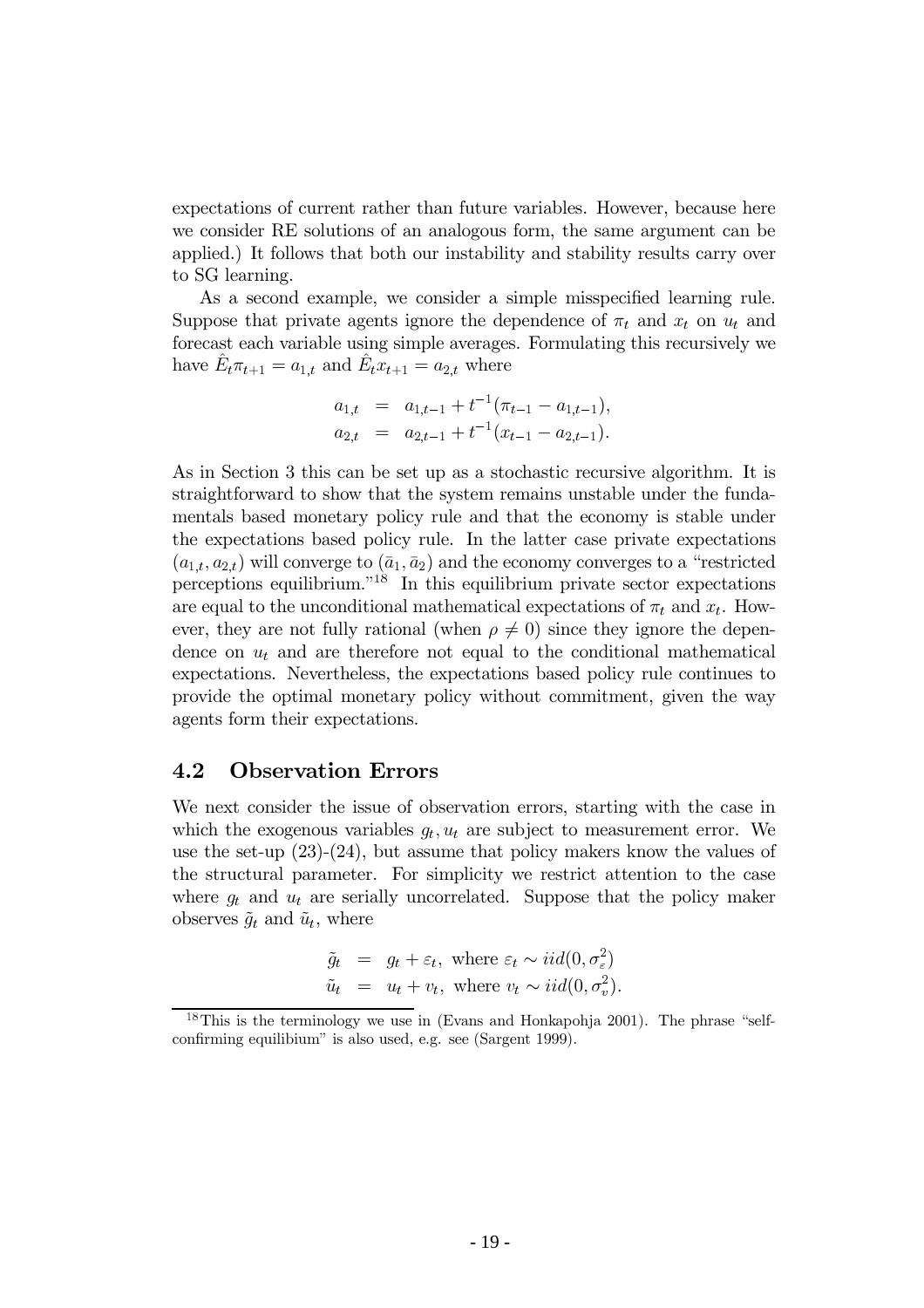expectations of current rather than future variables. However, because here we consider RE solutions of an analogous form, the same argument can be applied.) It follows that both our instability and stability results carry over to SG learning.

As a second example, we consider a simple misspecified learning rule. Suppose that private agents ignore the dependence of $\pi_t$ and $x_t$ on $u_t$ and forecast each variable using simple averages. Formulating this recursively we have $\hat{E}_t \pi_{t+1} = a_{1,t}$ and $\hat{E}_t x_{t+1} = a_{2,t}$ where

$$
\begin{aligned}
a_{1,t} &= a_{1,t-1} + t^{-1}(\pi_{t-1} - a_{1,t-1}), \\
a_{2,t} &= a_{2,t-1} + t^{-1}(x_{t-1} - a_{2,t-1}).
\end{aligned}
$$

As in Section 3 this can be set up as a stochastic recursive algorithm. It is straightforward to show that the system remains unstable under the fundamentals based monetary policy rule and that the economy is stable under the expectations based policy rule. In the latter case private expectations $(a_{1,t}, a_{2,t})$ will converge to $(\bar{a}_1, \bar{a}_2)$ and the economy converges to a "restricted perceptions equilibrium."[18] In this equilibrium private sector expectations are equal to the unconditional mathematical expectations of $\pi_t$ and $x_t$. However, they are not fully rational (when $\rho \neq 0$) since they ignore the dependence on $u_t$ and are therefore not equal to the conditional mathematical expectations. Nevertheless, the expectations based policy rule continues to provide the optimal monetary policy without commitment, given the way agents form their expectations.

## 4.2 Observation Errors

We next consider the issue of observation errors, starting with the case in which the exogenous variables $g_t, u_t$ are subject to measurement error. We use the set-up (23)-(24), but assume that policy makers know the values of the structural parameter. For simplicity we restrict attention to the case where $g_t$ and $u_t$ are serially uncorrelated. Suppose that the policy maker observes $\tilde{g}_t$ and $\tilde{u}_t$, where

$$
\begin{aligned}
\tilde{g}_t &= g_t + \varepsilon_t, \text{ where } \varepsilon_t \sim iid(0, \sigma_\varepsilon^2) \\
\tilde{u}_t &= u_t + v_t, \text{ where } v_t \sim iid(0, \sigma_v^2).
\end{aligned}
$$

[18] This is the terminology we use in (Evans and Honkapohja 2001). The phrase "self-confirming equilibium" is also used, e.g. see (Sargent 1999).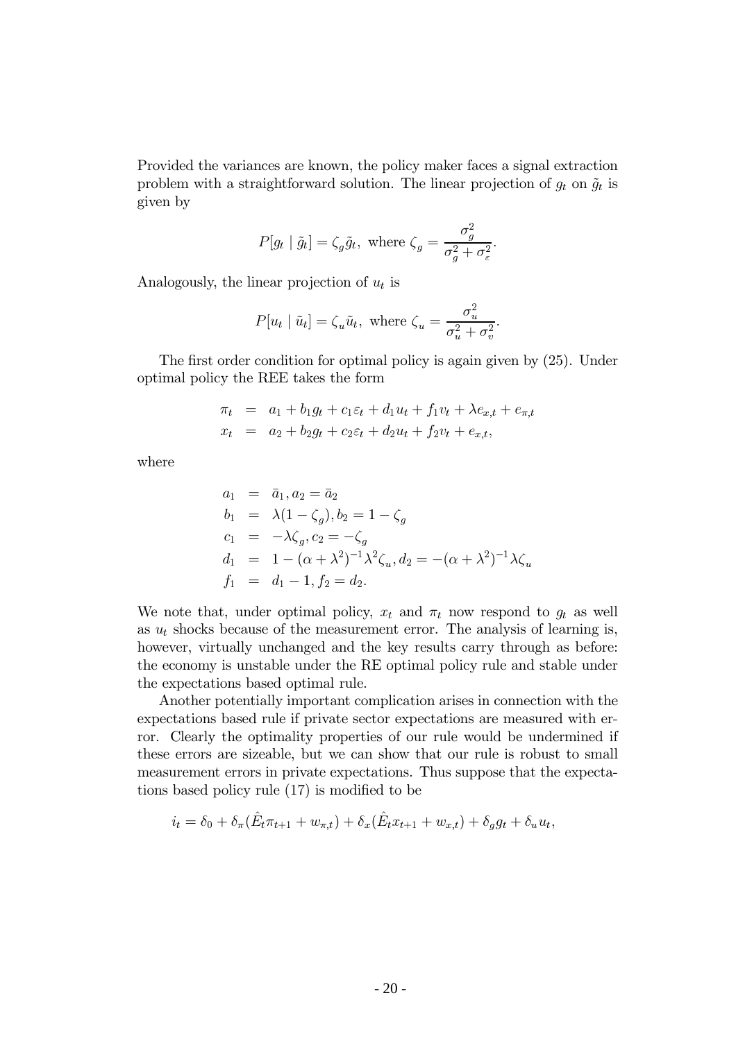Provided the variances are known, the policy maker faces a signal extraction problem with a straightforward solution. The linear projection of $g_t$ on $\tilde{g}_t$ is given by

$$P[g_t \mid \tilde{g}_t] = \zeta_g \tilde{g}_t, \text{ where } \zeta_g = \frac{\sigma_g^2}{\sigma_g^2 + \sigma_\varepsilon^2}.$$

Analogously, the linear projection of $u_t$ is

$$P[u_t \mid \tilde{u}_t] = \zeta_u \tilde{u}_t, \text{ where } \zeta_u = \frac{\sigma_u^2}{\sigma_u^2 + \sigma_v^2}.$$

The first order condition for optimal policy is again given by (25). Under optimal policy the REE takes the form

$$\begin{aligned}
\pi_t &= a_1 + b_1 g_t + c_1 \varepsilon_t + d_1 u_t + f_1 v_t + \lambda e_{x,t} + e_{\pi,t} \\
x_t &= a_2 + b_2 g_t + c_2 \varepsilon_t + d_2 u_t + f_2 v_t + e_{x,t},
\end{aligned}$$

where

$$\begin{aligned}
a_1 &= \bar{a}_1, a_2 = \bar{a}_2 \\
b_1 &= \lambda(1 - \zeta_g), b_2 = 1 - \zeta_g \\
c_1 &= -\lambda \zeta_g, c_2 = -\zeta_g \\
d_1 &= 1 - (\alpha + \lambda^2)^{-1} \lambda^2 \zeta_u, d_2 = -(\alpha + \lambda^2)^{-1} \lambda \zeta_u \\
f_1 &= d_1 - 1, f_2 = d_2.
\end{aligned}$$

We note that, under optimal policy, $x_t$ and $\pi_t$ now respond to $g_t$ as well as $u_t$ shocks because of the measurement error. The analysis of learning is, however, virtually unchanged and the key results carry through as before: the economy is unstable under the RE optimal policy rule and stable under the expectations based optimal rule.

Another potentially important complication arises in connection with the expectations based rule if private sector expectations are measured with error. Clearly the optimality properties of our rule would be undermined if these errors are sizeable, but we can show that our rule is robust to small measurement errors in private expectations. Thus suppose that the expectations based policy rule (17) is modified to be

$$i_t = \delta_0 + \delta_\pi (\hat{E}_t \pi_{t+1} + w_{\pi,t}) + \delta_x (\hat{E}_t x_{t+1} + w_{x,t}) + \delta_g g_t + \delta_u u_t,$$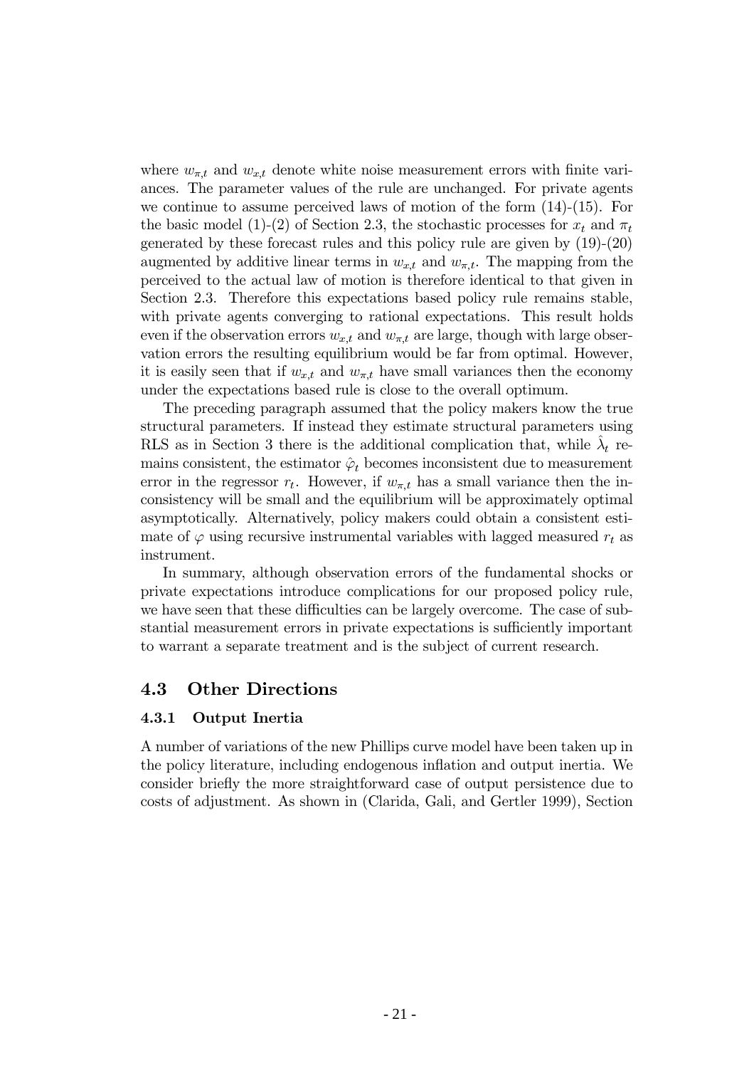where $w_{\pi,t}$ and $w_{x,t}$ denote white noise measurement errors with finite variances. The parameter values of the rule are unchanged. For private agents we continue to assume perceived laws of motion of the form (14)-(15). For the basic model (1)-(2) of Section 2.3, the stochastic processes for $x_t$ and $\pi_t$ generated by these forecast rules and this policy rule are given by (19)-(20) augmented by additive linear terms in $w_{x,t}$ and $w_{\pi,t}$. The mapping from the perceived to the actual law of motion is therefore identical to that given in Section 2.3. Therefore this expectations based policy rule remains stable, with private agents converging to rational expectations. This result holds even if the observation errors $w_{x,t}$ and $w_{\pi,t}$ are large, though with large observation errors the resulting equilibrium would be far from optimal. However, it is easily seen that if $w_{x,t}$ and $w_{\pi,t}$ have small variances then the economy under the expectations based rule is close to the overall optimum.

The preceding paragraph assumed that the policy makers know the true structural parameters. If instead they estimate structural parameters using RLS as in Section 3 there is the additional complication that, while $\hat{\lambda}_t$ remains consistent, the estimator $\hat{\varphi}_t$ becomes inconsistent due to measurement error in the regressor $r_t$. However, if $w_{\pi,t}$ has a small variance then the inconsistency will be small and the equilibrium will be approximately optimal asymptotically. Alternatively, policy makers could obtain a consistent estimate of $\varphi$ using recursive instrumental variables with lagged measured $r_t$ as instrument.

In summary, although observation errors of the fundamental shocks or private expectations introduce complications for our proposed policy rule, we have seen that these difficulties can be largely overcome. The case of substantial measurement errors in private expectations is sufficiently important to warrant a separate treatment and is the subject of current research.

## 4.3 Other Directions

### 4.3.1 Output Inertia

A number of variations of the new Phillips curve model have been taken up in the policy literature, including endogenous inflation and output inertia. We consider briefly the more straightforward case of output persistence due to costs of adjustment. As shown in (Clarida, Gali, and Gertler 1999), Section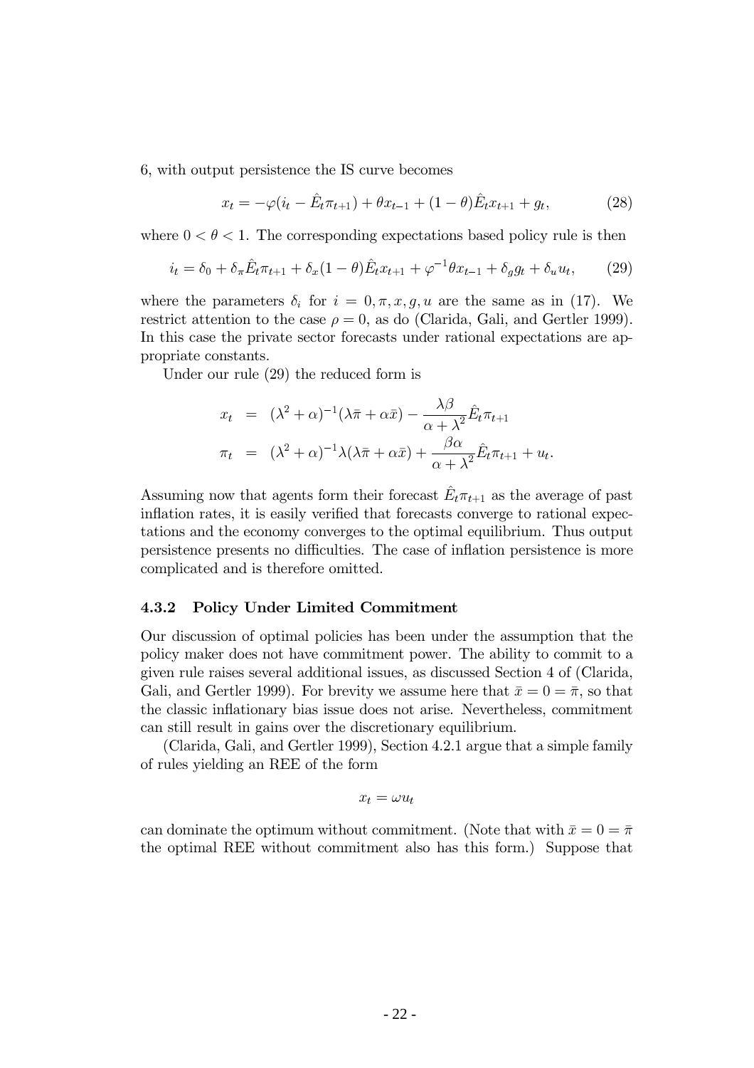6, with output persistence the IS curve becomes

$$x_t = -\varphi(i_t - \hat{E}_t \pi_{t+1}) + \theta x_{t-1} + (1-\theta)\hat{E}_t x_{t+1} + g_t, \tag{28}$$

where $0 < \theta < 1$. The corresponding expectations based policy rule is then

$$i_t = \delta_0 + \delta_\pi \hat{E}_t \pi_{t+1} + \delta_x (1-\theta)\hat{E}_t x_{t+1} + \varphi^{-1}\theta x_{t-1} + \delta_g g_t + \delta_u u_t, \tag{29}$$

where the parameters $\delta_i$ for $i = 0, \pi, x, g, u$ are the same as in (17). We restrict attention to the case $\rho = 0$, as do (Clarida, Gali, and Gertler 1999). In this case the private sector forecasts under rational expectations are appropriate constants.

Under our rule (29) the reduced form is

$$\begin{aligned} x_t &= (\lambda^2 + \alpha)^{-1}(\lambda\bar{\pi} + \alpha\bar{x}) - \frac{\lambda\beta}{\alpha + \lambda^2}\hat{E}_t \pi_{t+1} \\ \pi_t &= (\lambda^2 + \alpha)^{-1}\lambda(\lambda\bar{\pi} + \alpha\bar{x}) + \frac{\beta\alpha}{\alpha + \lambda^2}\hat{E}_t \pi_{t+1} + u_t. \end{aligned}$$

Assuming now that agents form their forecast $\hat{E}_t \pi_{t+1}$ as the average of past inflation rates, it is easily verified that forecasts converge to rational expectations and the economy converges to the optimal equilibrium. Thus output persistence presents no difficulties. The case of inflation persistence is more complicated and is therefore omitted.

### 4.3.2 Policy Under Limited Commitment

Our discussion of optimal policies has been under the assumption that the policy maker does not have commitment power. The ability to commit to a given rule raises several additional issues, as discussed Section 4 of (Clarida, Gali, and Gertler 1999). For brevity we assume here that $\bar{x} = 0 = \bar{\pi}$, so that the classic inflationary bias issue does not arise. Nevertheless, commitment can still result in gains over the discretionary equilibrium.

(Clarida, Gali, and Gertler 1999), Section 4.2.1 argue that a simple family of rules yielding an REE of the form

$$x_t = \omega u_t$$

can dominate the optimum without commitment. (Note that with $\bar{x} = 0 = \bar{\pi}$ the optimal REE without commitment also has this form.) Suppose that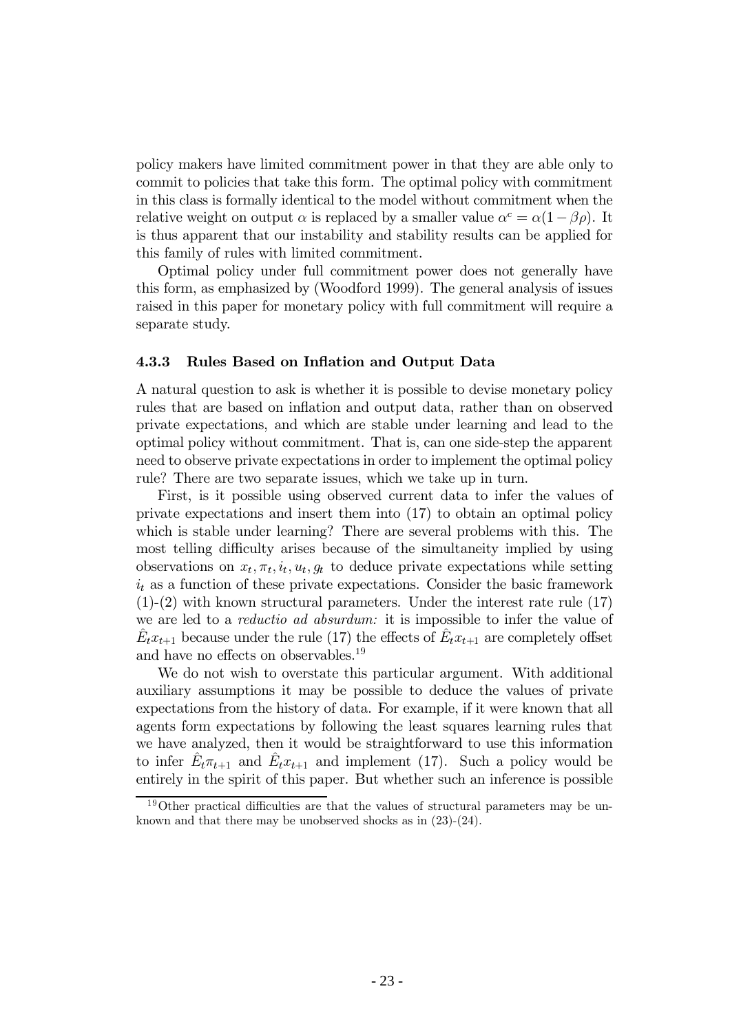policy makers have limited commitment power in that they are able only to commit to policies that take this form. The optimal policy with commitment in this class is formally identical to the model without commitment when the relative weight on output $\alpha$ is replaced by a smaller value $\alpha^c = \alpha(1 - \beta\rho)$. It is thus apparent that our instability and stability results can be applied for this family of rules with limited commitment.

Optimal policy under full commitment power does not generally have this form, as emphasized by (Woodford 1999). The general analysis of issues raised in this paper for monetary policy with full commitment will require a separate study.

### 4.3.3 Rules Based on Inflation and Output Data

A natural question to ask is whether it is possible to devise monetary policy rules that are based on inflation and output data, rather than on observed private expectations, and which are stable under learning and lead to the optimal policy without commitment. That is, can one side-step the apparent need to observe private expectations in order to implement the optimal policy rule? There are two separate issues, which we take up in turn.

First, is it possible using observed current data to infer the values of private expectations and insert them into (17) to obtain an optimal policy which is stable under learning? There are several problems with this. The most telling difficulty arises because of the simultaneity implied by using observations on $x_t, \pi_t, i_t, u_t, g_t$ to deduce private expectations while setting $i_t$ as a function of these private expectations. Consider the basic framework (1)-(2) with known structural parameters. Under the interest rate rule (17) we are led to a *reductio ad absurdum:* it is impossible to infer the value of $\hat{E}_t x_{t+1}$ because under the rule (17) the effects of $\hat{E}_t x_{t+1}$ are completely offset and have no effects on observables.[19]

We do not wish to overstate this particular argument. With additional auxiliary assumptions it may be possible to deduce the values of private expectations from the history of data. For example, if it were known that all agents form expectations by following the least squares learning rules that we have analyzed, then it would be straightforward to use this information to infer $\hat{E}_t \pi_{t+1}$ and $\hat{E}_t x_{t+1}$ and implement (17). Such a policy would be entirely in the spirit of this paper. But whether such an inference is possible

[19] Other practical difficulties are that the values of structural parameters may be unknown and that there may be unobserved shocks as in (23)-(24).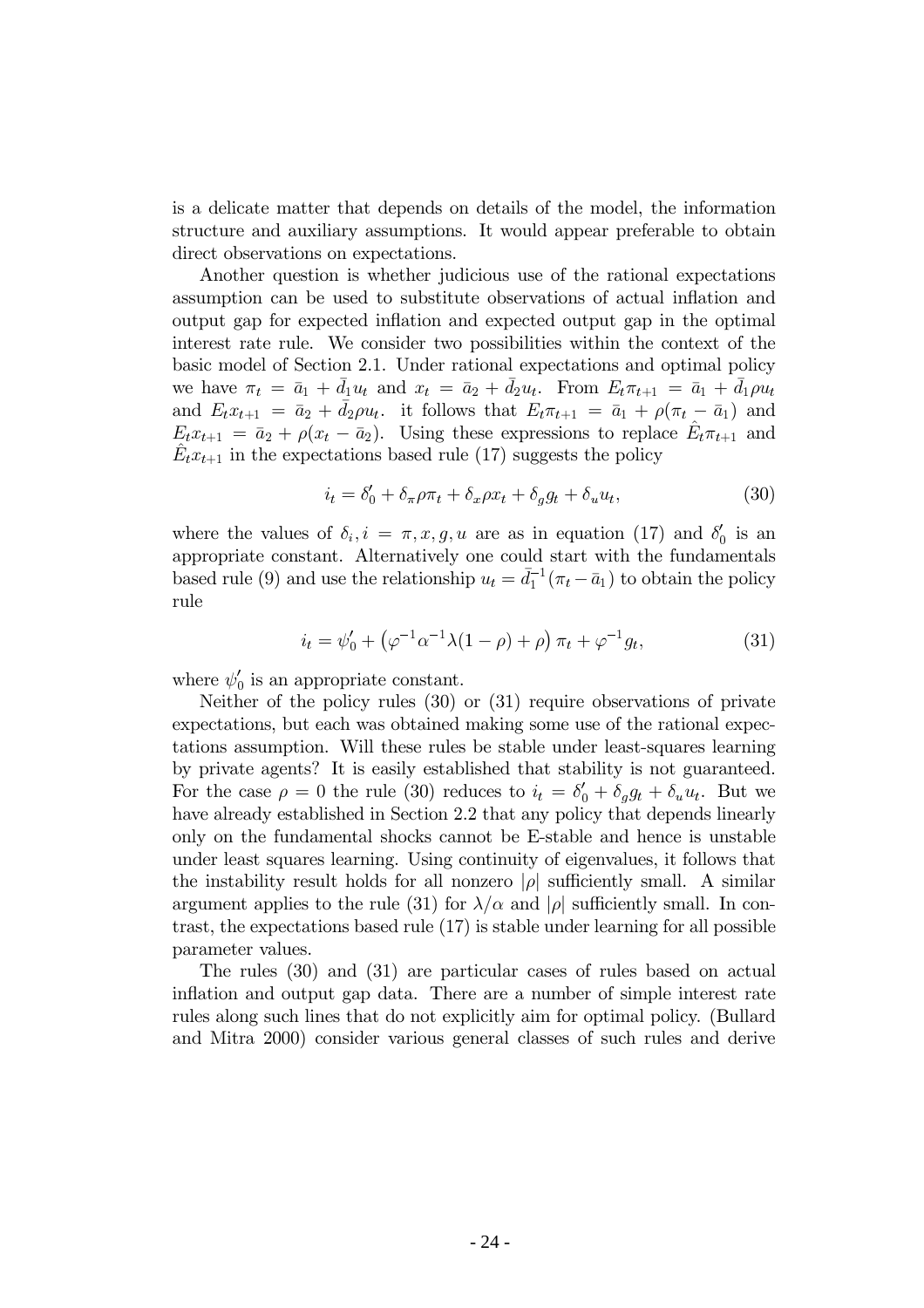is a delicate matter that depends on details of the model, the information structure and auxiliary assumptions. It would appear preferable to obtain direct observations on expectations.

Another question is whether judicious use of the rational expectations assumption can be used to substitute observations of actual inflation and output gap for expected inflation and expected output gap in the optimal interest rate rule. We consider two possibilities within the context of the basic model of Section 2.1. Under rational expectations and optimal policy we have $\pi_t = \bar{a}_1 + \bar{d}_1 u_t$ and $x_t = \bar{a}_2 + \bar{d}_2 u_t$. From $E_t \pi_{t+1} = \bar{a}_1 + \bar{d}_1 \rho u_t$ and $E_t x_{t+1} = \bar{a}_2 + \bar{d}_2 \rho u_t$. it follows that $E_t \pi_{t+1} = \bar{a}_1 + \rho(\pi_t - \bar{a}_1)$ and $E_t x_{t+1} = \bar{a}_2 + \rho(x_t - \bar{a}_2)$. Using these expressions to replace $\hat{E}_t \pi_{t+1}$ and $\hat{E}_t x_{t+1}$ in the expectations based rule (17) suggests the policy

$$i_t = \delta_0' + \delta_\pi \rho \pi_t + \delta_x \rho x_t + \delta_g g_t + \delta_u u_t, \tag{30}$$

where the values of $\delta_i, i = \pi, x, g, u$ are as in equation (17) and $\delta_0'$ is an appropriate constant. Alternatively one could start with the fundamentals based rule (9) and use the relationship $u_t = \bar{d}_1^{-1}(\pi_t - \bar{a}_1)$ to obtain the policy rule

$$i_t = \psi_0' + \left(\varphi^{-1}\alpha^{-1}\lambda(1-\rho) + \rho\right)\pi_t + \varphi^{-1} g_t, \tag{31}$$

where $\psi_0'$ is an appropriate constant.

Neither of the policy rules (30) or (31) require observations of private expectations, but each was obtained making some use of the rational expectations assumption. Will these rules be stable under least-squares learning by private agents? It is easily established that stability is not guaranteed. For the case $\rho = 0$ the rule (30) reduces to $i_t = \delta_0' + \delta_g g_t + \delta_u u_t$. But we have already established in Section 2.2 that any policy that depends linearly only on the fundamental shocks cannot be E-stable and hence is unstable under least squares learning. Using continuity of eigenvalues, it follows that the instability result holds for all nonzero $|\rho|$ sufficiently small. A similar argument applies to the rule (31) for $\lambda/\alpha$ and $|\rho|$ sufficiently small. In contrast, the expectations based rule (17) is stable under learning for all possible parameter values.

The rules (30) and (31) are particular cases of rules based on actual inflation and output gap data. There are a number of simple interest rate rules along such lines that do not explicitly aim for optimal policy. (Bullard and Mitra 2000) consider various general classes of such rules and derive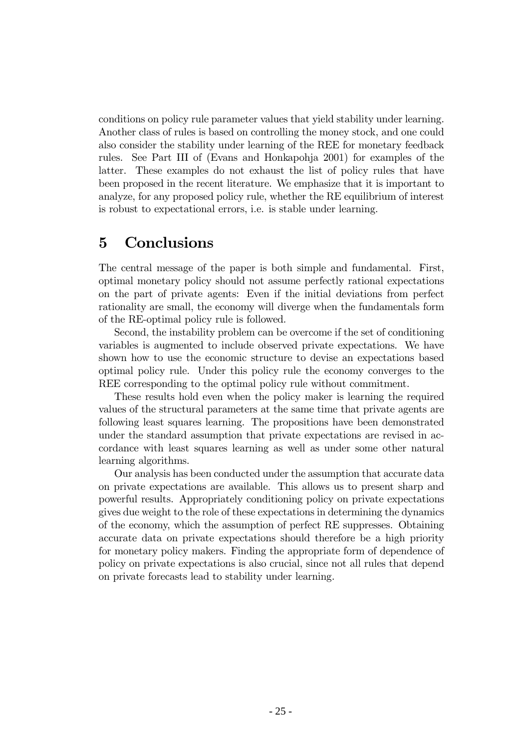conditions on policy rule parameter values that yield stability under learning. Another class of rules is based on controlling the money stock, and one could also consider the stability under learning of the REE for monetary feedback rules. See Part III of (Evans and Honkapohja 2001) for examples of the latter. These examples do not exhaust the list of policy rules that have been proposed in the recent literature. We emphasize that it is important to analyze, for any proposed policy rule, whether the RE equilibrium of interest is robust to expectational errors, i.e. is stable under learning.

# 5 Conclusions

The central message of the paper is both simple and fundamental. First, optimal monetary policy should not assume perfectly rational expectations on the part of private agents: Even if the initial deviations from perfect rationality are small, the economy will diverge when the fundamentals form of the RE-optimal policy rule is followed.

Second, the instability problem can be overcome if the set of conditioning variables is augmented to include observed private expectations. We have shown how to use the economic structure to devise an expectations based optimal policy rule. Under this policy rule the economy converges to the REE corresponding to the optimal policy rule without commitment.

These results hold even when the policy maker is learning the required values of the structural parameters at the same time that private agents are following least squares learning. The propositions have been demonstrated under the standard assumption that private expectations are revised in accordance with least squares learning as well as under some other natural learning algorithms.

Our analysis has been conducted under the assumption that accurate data on private expectations are available. This allows us to present sharp and powerful results. Appropriately conditioning policy on private expectations gives due weight to the role of these expectations in determining the dynamics of the economy, which the assumption of perfect RE suppresses. Obtaining accurate data on private expectations should therefore be a high priority for monetary policy makers. Finding the appropriate form of dependence of policy on private expectations is also crucial, since not all rules that depend on private forecasts lead to stability under learning.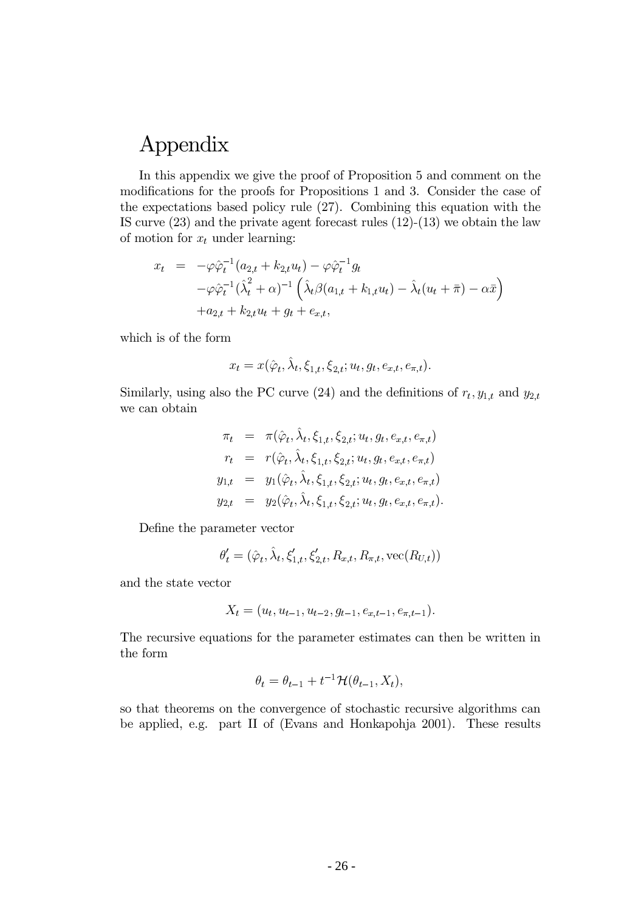# Appendix

In this appendix we give the proof of Proposition 5 and comment on the modifications for the proofs for Propositions 1 and 3. Consider the case of the expectations based policy rule (27). Combining this equation with the IS curve (23) and the private agent forecast rules (12)-(13) we obtain the law of motion for $x_t$ under learning:

$$
\begin{aligned}
x_t &= -\varphi\hat{\varphi}_t^{-1}(a_{2,t} + k_{2,t}u_t) - \varphi\hat{\varphi}_t^{-1}g_t \\
&\quad -\varphi\hat{\varphi}_t^{-1}(\hat{\lambda}_t^2 + \alpha)^{-1}\left(\hat{\lambda}_t\beta(a_{1,t} + k_{1,t}u_t) - \hat{\lambda}_t(u_t + \bar{\pi}) - \alpha\bar{x}\right) \\
&\quad +a_{2,t} + k_{2,t}u_t + g_t + e_{x,t},
\end{aligned}
$$

which is of the form

$$
x_t = x(\hat{\varphi}_t, \hat{\lambda}_t, \xi_{1,t}, \xi_{2,t}; u_t, g_t, e_{x,t}, e_{\pi,t}).
$$

Similarly, using also the PC curve (24) and the definitions of $r_t, y_{1,t}$ and $y_{2,t}$ we can obtain

$$
\begin{aligned}
\pi_t &= \pi(\hat{\varphi}_t, \hat{\lambda}_t, \xi_{1,t}, \xi_{2,t}; u_t, g_t, e_{x,t}, e_{\pi,t}) \\
r_t &= r(\hat{\varphi}_t, \hat{\lambda}_t, \xi_{1,t}, \xi_{2,t}; u_t, g_t, e_{x,t}, e_{\pi,t}) \\
y_{1,t} &= y_1(\hat{\varphi}_t, \hat{\lambda}_t, \xi_{1,t}, \xi_{2,t}; u_t, g_t, e_{x,t}, e_{\pi,t}) \\
y_{2,t} &= y_2(\hat{\varphi}_t, \hat{\lambda}_t, \xi_{1,t}, \xi_{2,t}; u_t, g_t, e_{x,t}, e_{\pi,t}).
\end{aligned}
$$

Define the parameter vector

$$
\theta_t' = (\hat{\varphi}_t, \hat{\lambda}_t, \xi_{1,t}', \xi_{2,t}', R_{x,t}, R_{\pi,t}, \text{vec}(R_{U,t}))
$$

and the state vector

$$
X_t = (u_t, u_{t-1}, u_{t-2}, g_{t-1}, e_{x,t-1}, e_{\pi,t-1}).
$$

The recursive equations for the parameter estimates can then be written in the form

$$
\theta_t = \theta_{t-1} + t^{-1}\mathcal{H}(\theta_{t-1}, X_t),
$$

so that theorems on the convergence of stochastic recursive algorithms can be applied, e.g. part II of (Evans and Honkapohja 2001). These results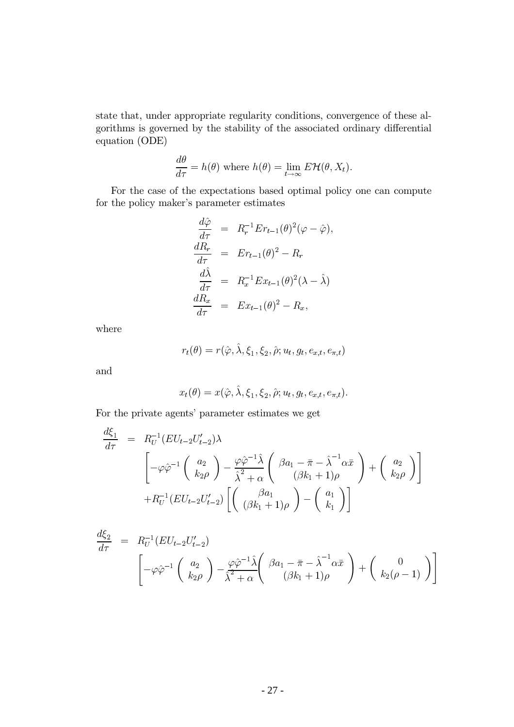state that, under appropriate regularity conditions, convergence of these algorithms is governed by the stability of the associated ordinary differential equation (ODE)

$$\frac{d\theta}{d\tau} = h(\theta) \text{ where } h(\theta) = \lim_{t\to\infty} E\mathcal{H}(\theta, X_t).$$

For the case of the expectations based optimal policy one can compute for the policy maker's parameter estimates

$$\begin{aligned}
\frac{d\hat{\varphi}}{d\tau} &= R_r^{-1} E r_{t-1}(\theta)^2 (\varphi - \hat{\varphi}), \\
\frac{dR_r}{d\tau} &= E r_{t-1}(\theta)^2 - R_r \\
\frac{d\hat{\lambda}}{d\tau} &= R_x^{-1} E x_{t-1}(\theta)^2 (\lambda - \hat{\lambda}) \\
\frac{dR_x}{d\tau} &= E x_{t-1}(\theta)^2 - R_x,
\end{aligned}$$

where

$$r_t(\theta) = r(\hat{\varphi}, \hat{\lambda}, \xi_1, \xi_2, \hat{\rho}; u_t, g_t, e_{x,t}, e_{\pi,t})$$

and

$$x_t(\theta) = x(\hat{\varphi}, \hat{\lambda}, \xi_1, \xi_2, \hat{\rho}; u_t, g_t, e_{x,t}, e_{\pi,t}).$$

For the private agents' parameter estimates we get

$$\begin{aligned}
\frac{d\xi_1}{d\tau} &= R_U^{-1}(EU_{t-2}U_{t-2}')\lambda \\
&\quad \left[ -\varphi\hat{\varphi}^{-1} \begin{pmatrix} a_2 \\ k_2\rho \end{pmatrix} - \frac{\varphi\hat{\varphi}^{-1}\hat{\lambda}}{\hat{\lambda}^2 + \alpha} \begin{pmatrix} \beta a_1 - \bar{\pi} - \hat{\lambda}^{-1}\alpha\bar{x} \\ (\beta k_1 + 1)\rho \end{pmatrix} + \begin{pmatrix} a_2 \\ k_2\rho \end{pmatrix} \right] \\
&\quad + R_U^{-1}(EU_{t-2}U_{t-2}') \left[ \begin{pmatrix} \beta a_1 \\ (\beta k_1 + 1)\rho \end{pmatrix} - \begin{pmatrix} a_1 \\ k_1 \end{pmatrix} \right]
\end{aligned}$$

$$\begin{aligned}
\frac{d\xi_2}{d\tau} &= R_U^{-1}(EU_{t-2}U_{t-2}') \\
&\quad \left[ -\varphi\hat{\varphi}^{-1} \begin{pmatrix} a_2 \\ k_2\rho \end{pmatrix} - \frac{\varphi\hat{\varphi}^{-1}\hat{\lambda}}{\hat{\lambda}^2 + \alpha} \begin{pmatrix} \beta a_1 - \bar{\pi} - \hat{\lambda}^{-1}\alpha\bar{x} \\ (\beta k_1 + 1)\rho \end{pmatrix} + \begin{pmatrix} 0 \\ k_2(\rho - 1) \end{pmatrix} \right]
\end{aligned}$$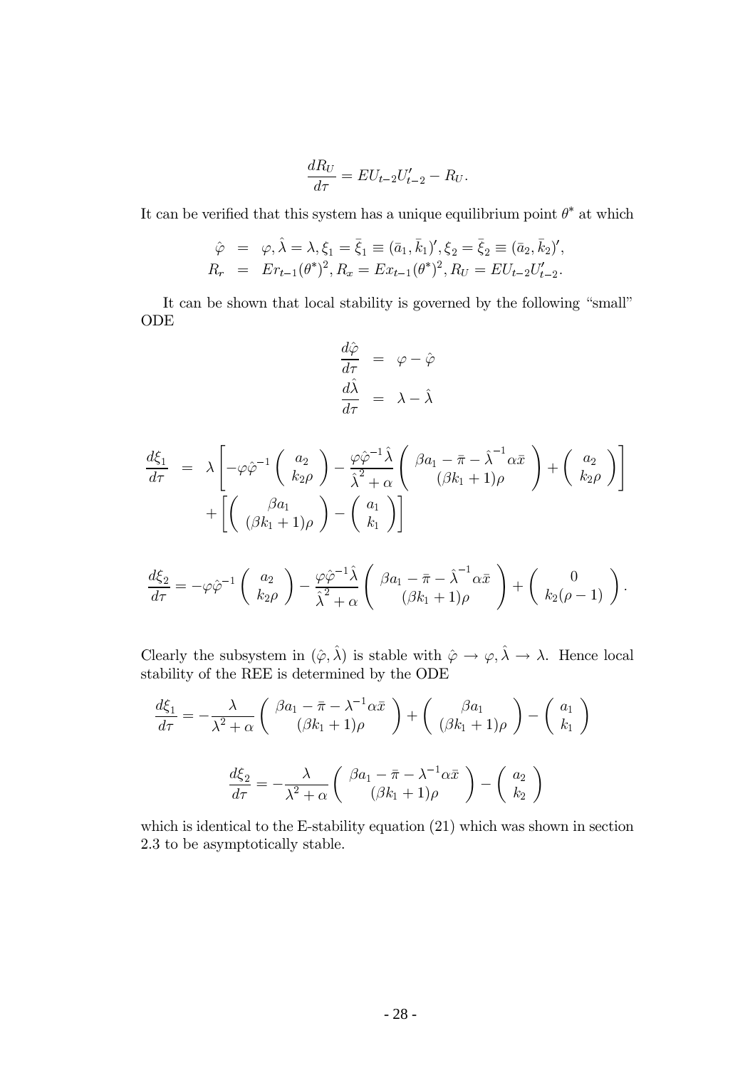$$\frac{dR_U}{d\tau} = EU_{t-2}U'_{t-2} - R_U.$$

It can be verified that this system has a unique equilibrium point $\theta^*$ at which

$$\begin{aligned}
\hat{\varphi} &= \varphi, \hat{\lambda} = \lambda, \xi_1 = \bar{\xi}_1 \equiv (\bar{a}_1, \bar{k}_1)', \xi_2 = \bar{\xi}_2 \equiv (\bar{a}_2, \bar{k}_2)', \\
R_r &= Er_{t-1}(\theta^*)^2, R_x = Ex_{t-1}(\theta^*)^2, R_U = EU_{t-2}U'_{t-2}.
\end{aligned}$$

It can be shown that local stability is governed by the following "small" ODE

$$\begin{aligned}
\frac{d\hat{\varphi}}{d\tau} &= \varphi - \hat{\varphi} \\
\frac{d\hat{\lambda}}{d\tau} &= \lambda - \hat{\lambda}
\end{aligned}$$

$$\begin{aligned}
\frac{d\xi_1}{d\tau} &= \lambda \left[ -\varphi\hat{\varphi}^{-1} \begin{pmatrix} a_2 \\ k_2\rho \end{pmatrix} - \frac{\varphi\hat{\varphi}^{-1}\hat{\lambda}}{\hat{\lambda}^2 + \alpha} \begin{pmatrix} \beta a_1 - \bar{\pi} - \hat{\lambda}^{-1}\alpha\bar{x} \\ (\beta k_1 + 1)\rho \end{pmatrix} + \begin{pmatrix} a_2 \\ k_2\rho \end{pmatrix} \right] \\
&\quad + \left[ \begin{pmatrix} \beta a_1 \\ (\beta k_1 + 1)\rho \end{pmatrix} - \begin{pmatrix} a_1 \\ k_1 \end{pmatrix} \right]
\end{aligned}$$

$$\frac{d\xi_2}{d\tau} = -\varphi\hat{\varphi}^{-1} \begin{pmatrix} a_2 \\ k_2\rho \end{pmatrix} - \frac{\varphi\hat{\varphi}^{-1}\hat{\lambda}}{\hat{\lambda}^2 + \alpha} \begin{pmatrix} \beta a_1 - \bar{\pi} - \hat{\lambda}^{-1}\alpha\bar{x} \\ (\beta k_1 + 1)\rho \end{pmatrix} + \begin{pmatrix} 0 \\ k_2(\rho - 1) \end{pmatrix}.$$

Clearly the subsystem in $(\hat{\varphi}, \hat{\lambda})$ is stable with $\hat{\varphi} \to \varphi, \hat{\lambda} \to \lambda$. Hence local stability of the REE is determined by the ODE

$$\frac{d\xi_1}{d\tau} = -\frac{\lambda}{\lambda^2 + \alpha} \begin{pmatrix} \beta a_1 - \bar{\pi} - \lambda^{-1}\alpha\bar{x} \\ (\beta k_1 + 1)\rho \end{pmatrix} + \begin{pmatrix} \beta a_1 \\ (\beta k_1 + 1)\rho \end{pmatrix} - \begin{pmatrix} a_1 \\ k_1 \end{pmatrix}$$

$$\frac{d\xi_2}{d\tau} = -\frac{\lambda}{\lambda^2 + \alpha} \begin{pmatrix} \beta a_1 - \bar{\pi} - \lambda^{-1}\alpha\bar{x} \\ (\beta k_1 + 1)\rho \end{pmatrix} - \begin{pmatrix} a_2 \\ k_2 \end{pmatrix}$$

which is identical to the E-stability equation (21) which was shown in section 2.3 to be asymptotically stable.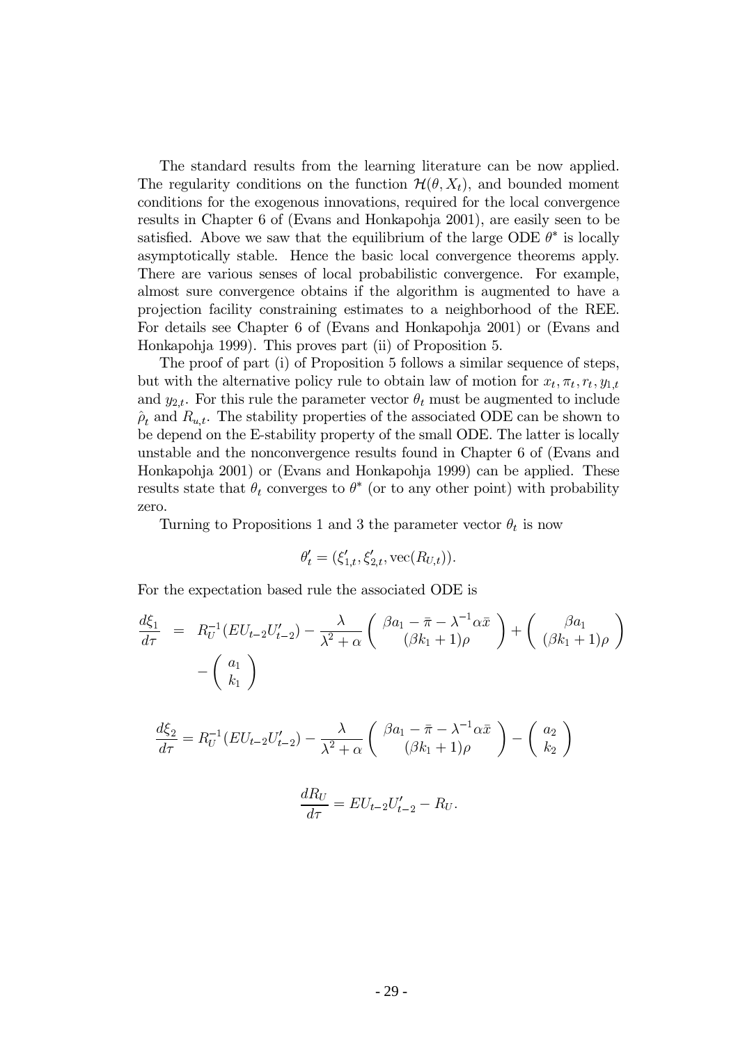The standard results from the learning literature can be now applied. The regularity conditions on the function $\mathcal{H}(\theta, X_t)$, and bounded moment conditions for the exogenous innovations, required for the local convergence results in Chapter 6 of (Evans and Honkapohja 2001), are easily seen to be satisfied. Above we saw that the equilibrium of the large ODE $\theta^*$ is locally asymptotically stable. Hence the basic local convergence theorems apply. There are various senses of local probabilistic convergence. For example, almost sure convergence obtains if the algorithm is augmented to have a projection facility constraining estimates to a neighborhood of the REE. For details see Chapter 6 of (Evans and Honkapohja 2001) or (Evans and Honkapohja 1999). This proves part (ii) of Proposition 5.

The proof of part (i) of Proposition 5 follows a similar sequence of steps, but with the alternative policy rule to obtain law of motion for $x_t, \pi_t, r_t, y_{1,t}$ and $y_{2,t}$. For this rule the parameter vector $\theta_t$ must be augmented to include $\hat{\rho}_t$ and $R_{u,t}$. The stability properties of the associated ODE can be shown to be depend on the E-stability property of the small ODE. The latter is locally unstable and the nonconvergence results found in Chapter 6 of (Evans and Honkapohja 2001) or (Evans and Honkapohja 1999) can be applied. These results state that $\theta_t$ converges to $\theta^*$ (or to any other point) with probability zero.

Turning to Propositions 1 and 3 the parameter vector $\theta_t$ is now

$$\theta_t' = (\xi_{1,t}', \xi_{2,t}', \text{vec}(R_{U,t})).$$

For the expectation based rule the associated ODE is

$$\begin{aligned} \frac{d\xi_1}{d\tau} &= R_U^{-1}(EU_{t-2}U_{t-2}') - \frac{\lambda}{\lambda^2+\alpha}\begin{pmatrix} \beta a_1 - \bar{\pi} - \lambda^{-1}\alpha\bar{x} \\ (\beta k_1 + 1)\rho \end{pmatrix} + \begin{pmatrix} \beta a_1 \\ (\beta k_1 + 1)\rho \end{pmatrix} \\ &\quad - \begin{pmatrix} a_1 \\ k_1 \end{pmatrix} \end{aligned}$$

$$\frac{d\xi_2}{d\tau} = R_U^{-1}(EU_{t-2}U_{t-2}') - \frac{\lambda}{\lambda^2+\alpha}\begin{pmatrix} \beta a_1 - \bar{\pi} - \lambda^{-1}\alpha\bar{x} \\ (\beta k_1 + 1)\rho \end{pmatrix} - \begin{pmatrix} a_2 \\ k_2 \end{pmatrix}$$

$$\frac{dR_U}{d\tau} = EU_{t-2}U_{t-2}' - R_U.$$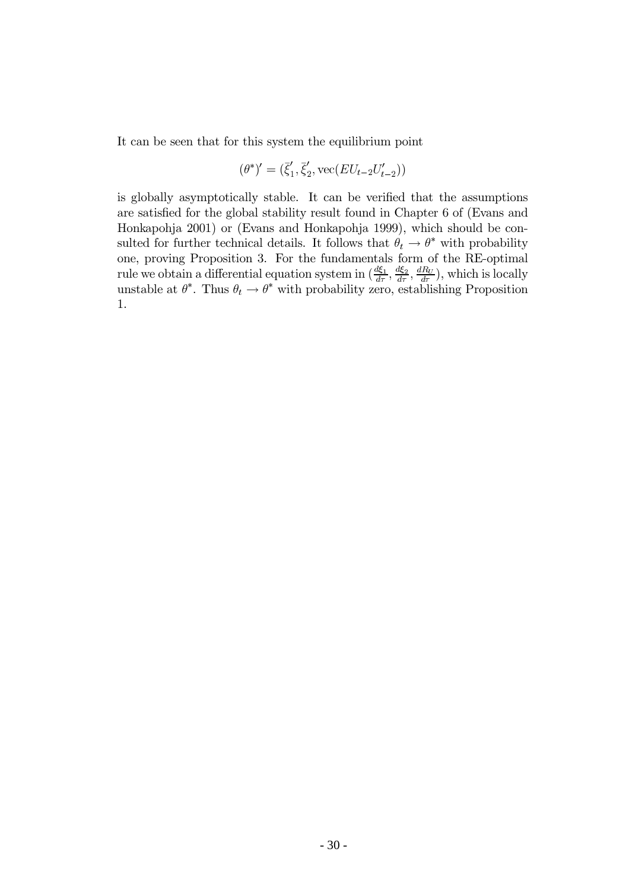It can be seen that for this system the equilibrium point

$$(\theta^*)' = (\bar{\xi}_1', \bar{\xi}_2', \text{vec}(EU_{t-2}U_{t-2}'))$$

is globally asymptotically stable. It can be verified that the assumptions are satisfied for the global stability result found in Chapter 6 of (Evans and Honkapohja 2001) or (Evans and Honkapohja 1999), which should be consulted for further technical details. It follows that $\theta_t \to \theta^*$ with probability one, proving Proposition 3. For the fundamentals form of the RE-optimal rule we obtain a differential equation system in $(\frac{d\xi_1}{d\tau}, \frac{d\xi_2}{d\tau}, \frac{dR_U}{d\tau})$, which is locally unstable at $\theta^*$. Thus $\theta_t \to \theta^*$ with probability zero, establishing Proposition 1.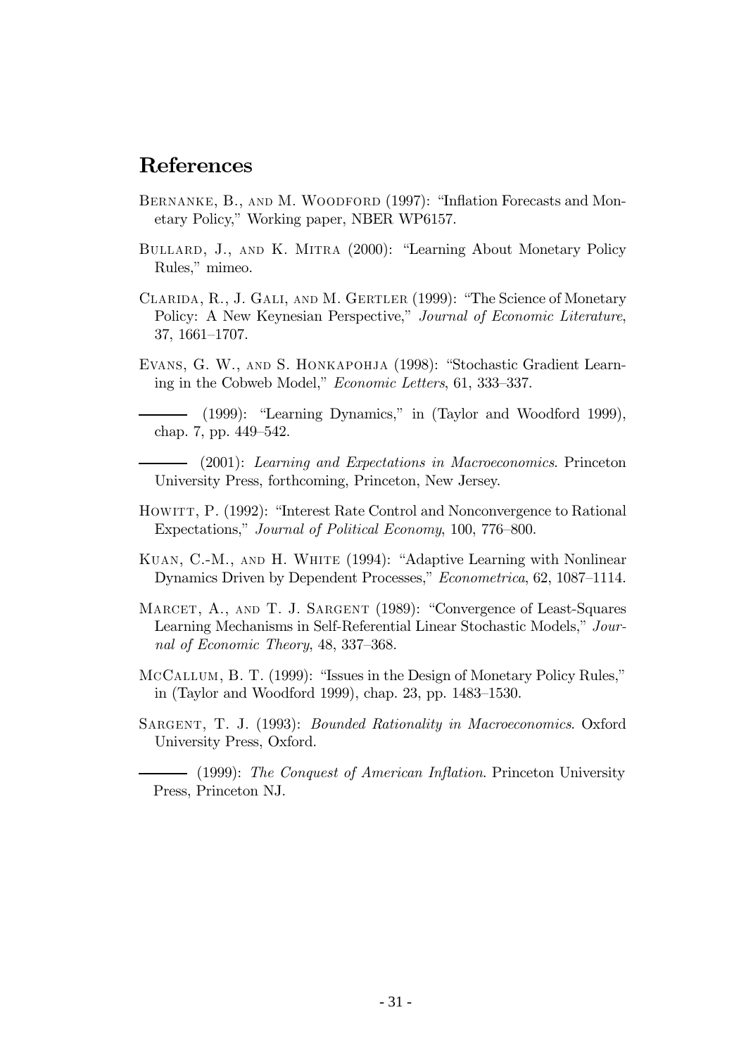# References

Bernanke, B., and M. Woodford (1997): "Inflation Forecasts and Monetary Policy," Working paper, NBER WP6157.

Bullard, J., and K. Mitra (2000): "Learning About Monetary Policy Rules," mimeo.

Clarida, R., J. Gali, and M. Gertler (1999): "The Science of Monetary Policy: A New Keynesian Perspective," *Journal of Economic Literature*, 37, 1661–1707.

Evans, G. W., and S. Honkapohja (1998): "Stochastic Gradient Learning in the Cobweb Model," *Economic Letters*, 61, 333–337.

——— (1999): "Learning Dynamics," in (Taylor and Woodford 1999), chap. 7, pp. 449–542.

——— (2001): *Learning and Expectations in Macroeconomics*. Princeton University Press, forthcoming, Princeton, New Jersey.

Howitt, P. (1992): "Interest Rate Control and Nonconvergence to Rational Expectations," *Journal of Political Economy*, 100, 776–800.

Kuan, C.-M., and H. White (1994): "Adaptive Learning with Nonlinear Dynamics Driven by Dependent Processes," *Econometrica*, 62, 1087–1114.

Marcet, A., and T. J. Sargent (1989): "Convergence of Least-Squares Learning Mechanisms in Self-Referential Linear Stochastic Models," *Journal of Economic Theory*, 48, 337–368.

McCallum, B. T. (1999): "Issues in the Design of Monetary Policy Rules," in (Taylor and Woodford 1999), chap. 23, pp. 1483–1530.

Sargent, T. J. (1993): *Bounded Rationality in Macroeconomics*. Oxford University Press, Oxford.

——— (1999): *The Conquest of American Inflation*. Princeton University Press, Princeton NJ.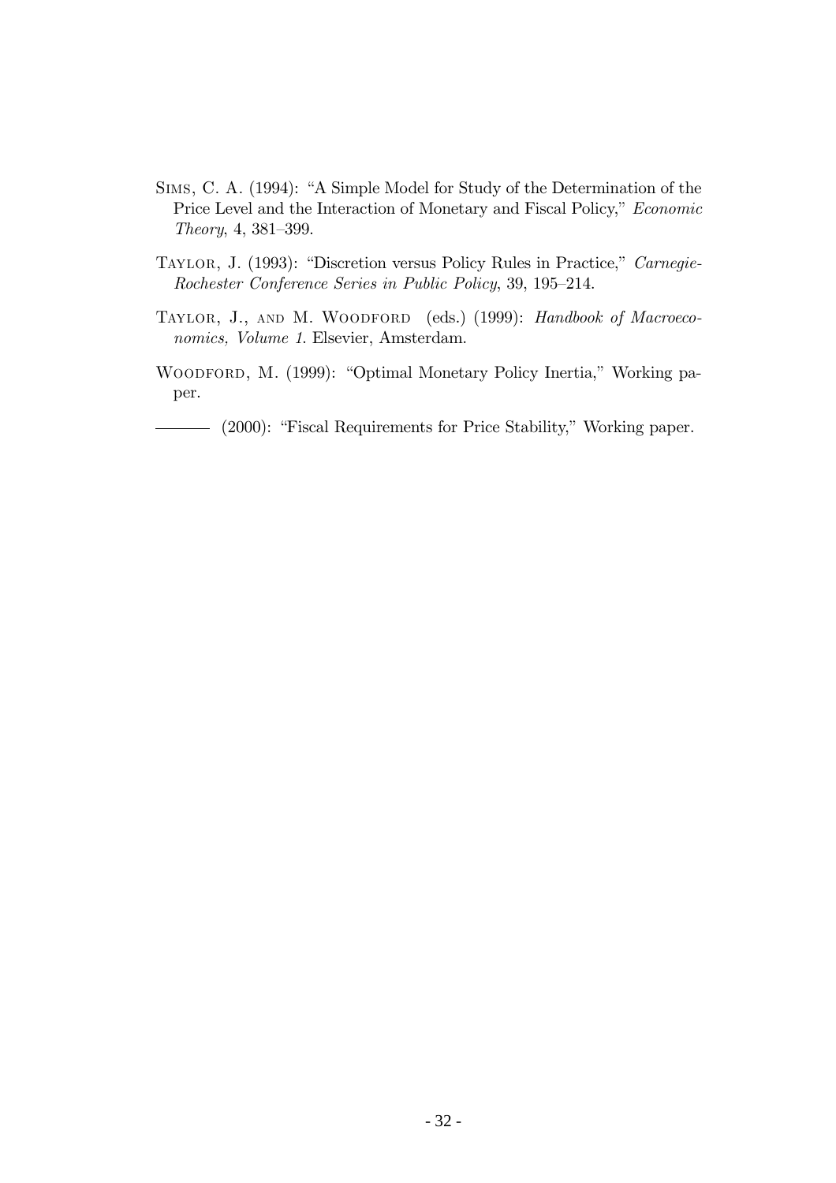Sims, C. A. (1994): "A Simple Model for Study of the Determination of the Price Level and the Interaction of Monetary and Fiscal Policy," *Economic Theory*, 4, 381–399.

Taylor, J. (1993): "Discretion versus Policy Rules in Practice," *Carnegie-Rochester Conference Series in Public Policy*, 39, 195–214.

Taylor, J., and M. Woodford (eds.) (1999): *Handbook of Macroeconomics, Volume 1*. Elsevier, Amsterdam.

Woodford, M. (1999): "Optimal Monetary Policy Inertia," Working paper.

——— (2000): "Fiscal Requirements for Price Stability," Working paper.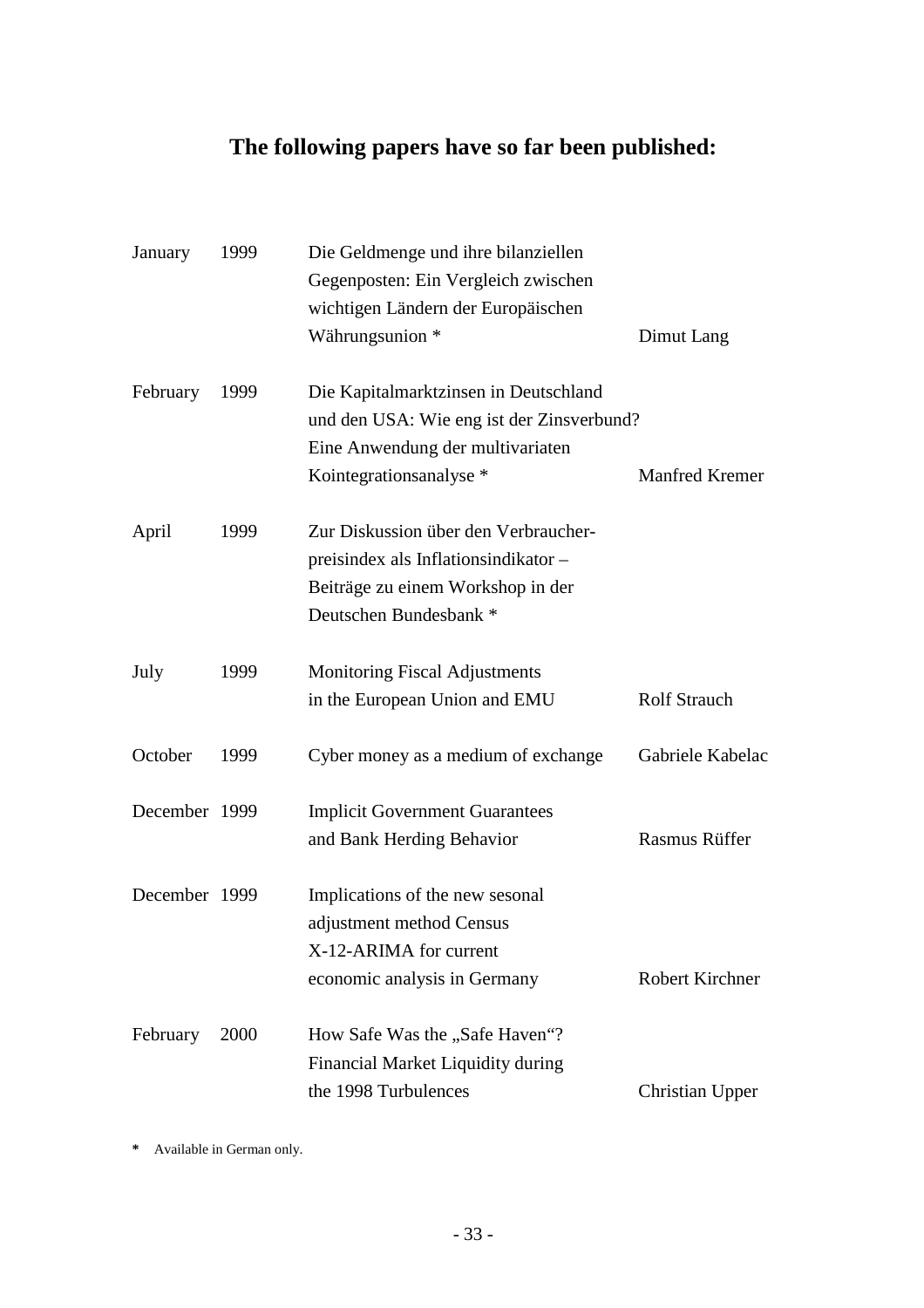# The following papers have so far been published:

| | | | |
|---|---|---|---|
| January | 1999 | Die Geldmenge und ihre bilanziellen Gegenposten: Ein Vergleich zwischen wichtigen Ländern der Europäischen Währungsunion * | Dimut Lang |
| February | 1999 | Die Kapitalmarktzinsen in Deutschland und den USA: Wie eng ist der Zinsverbund? Eine Anwendung der multivariaten Kointegrationsanalyse * | Manfred Kremer |
| April | 1999 | Zur Diskussion über den Verbraucher-preisindex als Inflationsindikator – Beiträge zu einem Workshop in der Deutschen Bundesbank * | |
| July | 1999 | Monitoring Fiscal Adjustments in the European Union and EMU | Rolf Strauch |
| October | 1999 | Cyber money as a medium of exchange | Gabriele Kabelac |
| December | 1999 | Implicit Government Guarantees and Bank Herding Behavior | Rasmus Rüffer |
| December | 1999 | Implications of the new sesonal adjustment method Census X-12-ARIMA for current economic analysis in Germany | Robert Kirchner |
| February | 2000 | How Safe Was the „Safe Haven“? Financial Market Liquidity during the 1998 Turbulences | Christian Upper |

* Available in German only.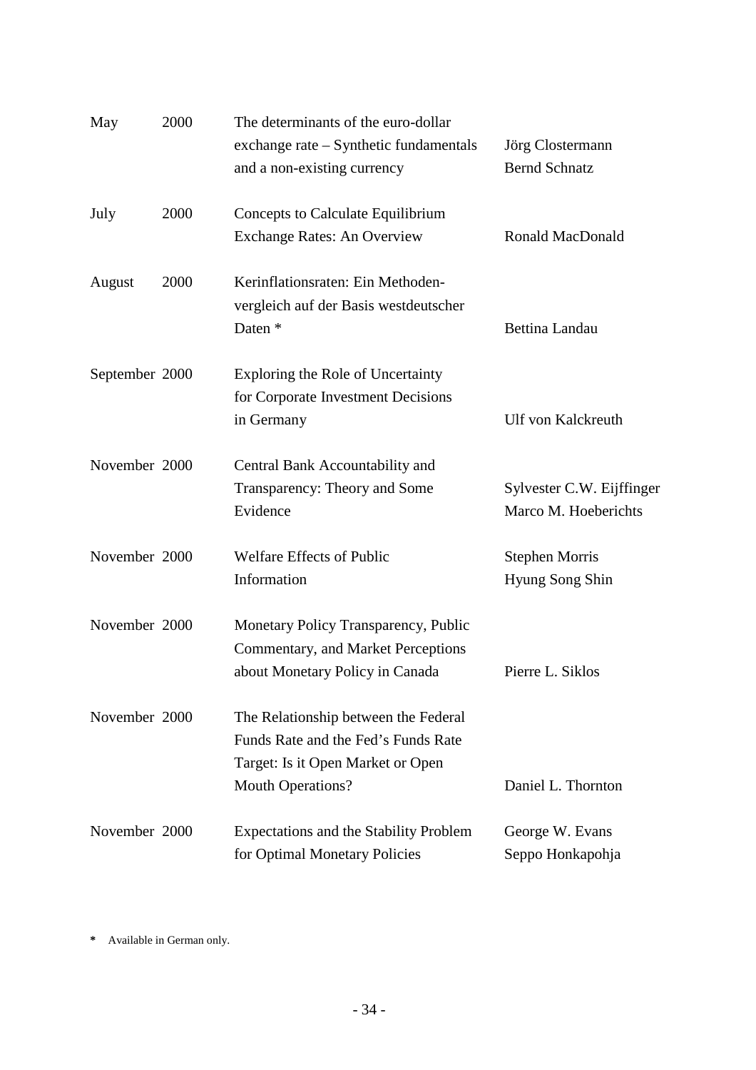| | | | |
|---|---|---|---|
| May | 2000 | The determinants of the euro-dollar exchange rate – Synthetic fundamentals and a non-existing currency | Jörg Clostermann<br>Bernd Schnatz |
| July | 2000 | Concepts to Calculate Equilibrium Exchange Rates: An Overview | Ronald MacDonald |
| August | 2000 | Kerinflationsraten: Ein Methoden-vergleich auf der Basis westdeutscher Daten * | Bettina Landau |
| September | 2000 | Exploring the Role of Uncertainty for Corporate Investment Decisions in Germany | Ulf von Kalckreuth |
| November | 2000 | Central Bank Accountability and Transparency: Theory and Some Evidence | Sylvester C.W. Eijffinger<br>Marco M. Hoeberichts |
| November | 2000 | Welfare Effects of Public Information | Stephen Morris<br>Hyung Song Shin |
| November | 2000 | Monetary Policy Transparency, Public Commentary, and Market Perceptions about Monetary Policy in Canada | Pierre L. Siklos |
| November | 2000 | The Relationship between the Federal Funds Rate and the Fed's Funds Rate Target: Is it Open Market or Open Mouth Operations? | Daniel L. Thornton |
| November | 2000 | Expectations and the Stability Problem for Optimal Monetary Policies | George W. Evans<br>Seppo Honkapohja |

\* Available in German only.